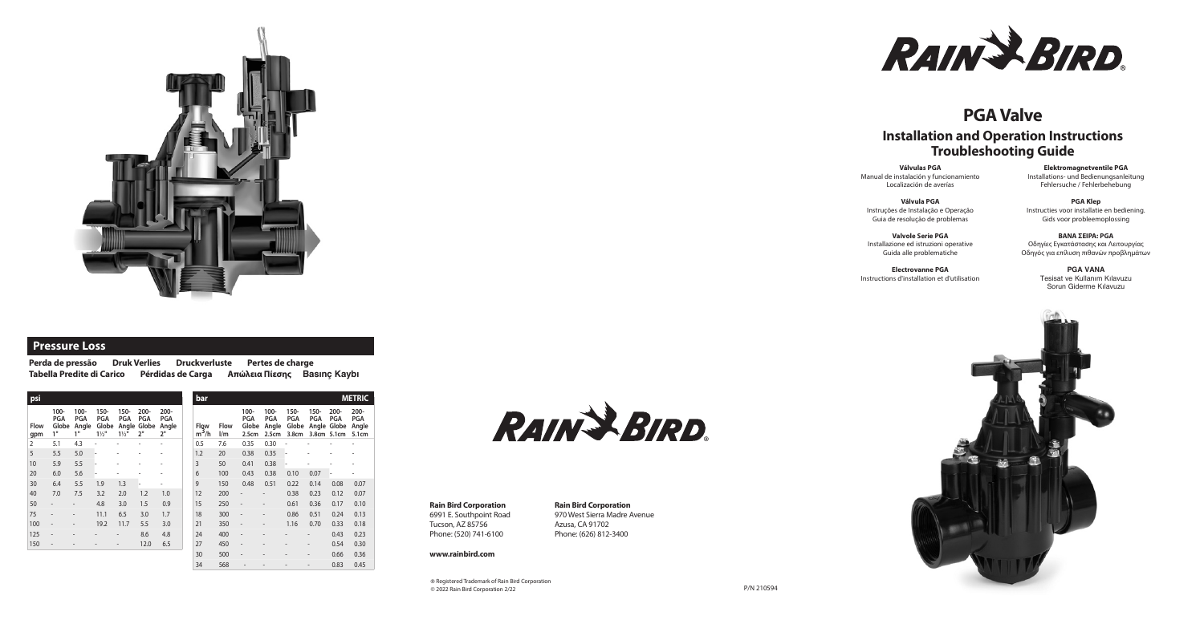# PGA Valve

## Installation and Operation Instructions
## Troubleshooting Guide

**Válvulas PGA**
Manual de instalación y funcionamiento
Localización de averías

**Válvula PGA**
Instruções de Instalação e Operação
Guia de resolução de problemas

**Valvole Serie PGA**
Installazione ed istruzioni operative
Guida alle problematiche

**Electrovanne PGA**
Instructions d'installation et d'utilisation

**Elektromagnetventile PGA**
Installations- und Bedienungsanleitung
Fehlersuche / Fehlerbehebung

**PGA Klep**
Instructies voor installatie en bediening.
Gids voor probleemoplossing

**ΒΑΝΑ ΣΕΙΡΑ: PGA**
Οδηγίες Εγκατάστασης και Λειτουργίας
Οδηγός για επίλυση πιθανών προβλημάτων

**PGA VANA**
Tesisat ve Kullanım Kılavuzu
Sorun Giderme Kılavuzu

## Pressure Loss

**Perda de pressão** **Druk Verlies** **Druckverluste** **Pertes de charge**
**Tabella Predite di Carico** **Pérdidas de Carga** **Απώλεια Πίεσης** **Basınç Kaybı**

**psi**

| Flow gpm | 100-PGA Globe 1" | 100-PGA Angle 1" | 150-PGA Globe 1½" | 150-PGA Angle 1½" | 200-PGA Globe 2" | 200-PGA Angle 2" |
|---|---|---|---|---|---|---|
| 2 | 5.1 | 4.3 | - | - | - | - |
| 5 | 5.5 | 5.0 | - | - | - | - |
| 10 | 5.9 | 5.5 | - | - | - | - |
| 20 | 6.0 | 5.6 | - | - | - | - |
| 30 | 6.4 | 5.5 | 1.9 | 1.3 | - | - |
| 40 | 7.0 | 7.5 | 3.2 | 2.0 | 1.2 | 1.0 |
| 50 | - | - | 4.8 | 3.0 | 1.5 | 0.9 |
| 75 | - | - | 11.1 | 6.5 | 3.0 | 1.7 |
| 100 | - | - | 19.2 | 11.7 | 5.5 | 3.0 |
| 125 | - | - | - | - | 8.6 | 4.8 |
| 150 | - | - | - | - | 12.0 | 6.5 |

**bar** **METRIC**

| Flow $m^3/h$ | Flow l/m | 100-PGA Globe 2.5cm | 100-PGA Angle 2.5cm | 150-PGA Globe 3.8cm | 150-PGA Angle 3.8cm | 200-PGA Globe 5.1cm | 200-PGA Angle 5.1cm |
|---|---|---|---|---|---|---|---|
| 0.5 | 7.6 | 0.35 | 0.30 | - | - | - | - |
| 1.2 | 20 | 0.38 | 0.35 | - | - | - | - |
| 3 | 50 | 0.41 | 0.38 | - | - | - | - |
| 6 | 100 | 0.43 | 0.38 | 0.10 | 0.07 | - | - |
| 9 | 150 | 0.48 | 0.51 | 0.22 | 0.14 | 0.08 | 0.07 |
| 12 | 200 | - | - | 0.38 | 0.23 | 0.12 | 0.07 |
| 15 | 250 | - | - | 0.61 | 0.36 | 0.17 | 0.10 |
| 18 | 300 | - | - | 0.86 | 0.51 | 0.24 | 0.13 |
| 21 | 350 | - | - | 1.16 | 0.70 | 0.33 | 0.18 |
| 24 | 400 | - | - | - | - | 0.43 | 0.23 |
| 27 | 450 | - | - | - | - | 0.54 | 0.30 |
| 30 | 500 | - | - | - | - | 0.66 | 0.36 |
| 34 | 568 | - | - | - | - | 0.83 | 0.45 |

**Rain Bird Corporation**
6991 E. Southpoint Road
Tucson, AZ 85756
Phone: (520) 741-6100

**Rain Bird Corporation**
970 West Sierra Madre Avenue
Azusa, CA 91702
Phone: (626) 812-3400

**www.rainbird.com**

® Registered Trademark of Rain Bird Corporation
© 2022 Rain Bird Corporation 2/22

P/N 210594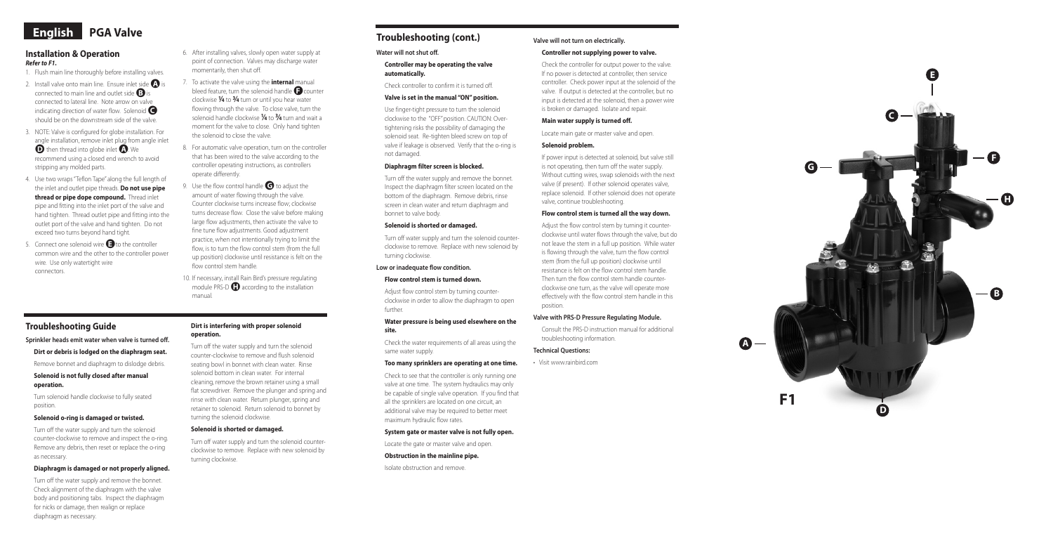# English PGA Valve

## Installation & Operation

***Refer to F1.***

1. Flush main line thoroughly before installing valves.
2. Install valve onto main line. Ensure inlet side **A** is connected to main line and outlet side **B** is connected to lateral line. Note arrow on valve indicating direction of water flow. Solenoid **C** should be on the downstream side of the valve.
3. NOTE: Valve is configured for globe installation. For angle installation, remove inlet plug from angle inlet **D** then thread into globe inlet **A**. We recommend using a closed end wrench to avoid stripping any molded parts.
4. Use two wraps "Teflon Tape" along the full length of the inlet and outlet pipe threads. **Do not use pipe thread or pipe dope compound.** Thread inlet pipe and fitting into the inlet port of the valve and hand tighten. Thread outlet pipe and fitting into the outlet port of the valve and hand tighten. Do not exceed two turns beyond hand tight.
5. Connect one solenoid wire **E** to the controller common wire and the other to the controller power wire. Use only watertight wire connectors.
6. After installing valves, slowly open water supply at point of connection. Valves may discharge water momentarily, then shut off.
7. To activate the valve using the **internal** manual bleed feature, turn the solenoid handle **F** counter clockwise ¼ to ¾ turn or until you hear water flowing through the valve. To close valve, turn the solenoid handle clockwise ¼ to ¾ turn and wait a moment for the valve to close. Only hand tighten the solenoid to close the valve.
8. For automatic valve operation, turn on the controller that has been wired to the valve according to the controller operating instructions, as controllers operate differently.
9. Use the flow control handle **G** to adjust the amount of water flowing through the valve. Counter clockwise turns increase flow; clockwise turns decrease flow. Close the valve before making large flow adjustments, then activate the valve to fine tune flow adjustments. Good adjustment practice, when not intentionally trying to limit the flow, is to turn the flow control stem (from the full up position) clockwise until resistance is felt on the flow control stem handle.
10. If necessary, install Rain Bird's pressure regulating module PRS-D **H** according to the installation manual.

## Troubleshooting Guide

**Sprinkler heads emit water when valve is turned off.**

**Dirt or debris is lodged on the diaphragm seat.**

Remove bonnet and diaphragm to dislodge debris.

**Solenoid is not fully closed after manual operation.**

Turn solenoid handle clockwise to fully seated position.

**Solenoid o-ring is damaged or twisted.**

Turn off the water supply and turn the solenoid counter-clockwise to remove and inspect the o-ring. Remove any debris, then reset or replace the o-ring as necessary.

**Diaphragm is damaged or not properly aligned.**

Turn off the water supply and remove the bonnet. Check alignment of the diaphragm with the valve body and positioning tabs. Inspect the diaphragm for nicks or damage, then realign or replace diaphragm as necessary.

**Dirt is interfering with proper solenoid operation.**

Turn off the water supply and turn the solenoid counter-clockwise to remove and flush solenoid seating bowl in bonnet with clean water. Rinse solenoid bottom in clean water. For internal cleaning, remove the brown retainer using a small flat screwdriver. Remove the plunger and spring and rinse with clean water. Return plunger, spring and retainer to solenoid. Return solenoid to bonnet by turning the solenoid clockwise.

**Solenoid is shorted or damaged.**

Turn off water supply and turn the solenoid counter-clockwise to remove. Replace with new solenoid by turning clockwise.

## Troubleshooting (cont.)

**Water will not shut off.**

**Controller may be operating the valve automatically.**

Check controller to confirm it is turned off.

**Valve is set in the manual "ON" position.**

Use finger-tight pressure to turn the solenoid clockwise to the "OFF" position. CAUTION: Over-tightening risks the possibility of damaging the solenoid seat. Re-tighten bleed screw on top of valve if leakage is observed. Verify that the o-ring is not damaged.

**Diaphragm filter screen is blocked.**

Turn off the water supply and remove the bonnet. Inspect the diaphragm filter screen located on the bottom of the diaphragm. Remove debris, rinse screen in clean water and return diaphragm and bonnet to valve body.

**Solenoid is shorted or damaged.**

Turn off water supply and turn the solenoid counter-clockwise to remove. Replace with new solenoid by turning clockwise.

**Low or inadequate flow condition.**

**Flow control stem is turned down.**

Adjust flow control stem by turning counter-clockwise in order to allow the diaphragm to open further.

**Water pressure is being used elsewhere on the site.**

Check the water requirements of all areas using the same water supply.

**Too many sprinklers are operating at one time.**

Check to see that the controller is only running one valve at one time. The system hydraulics may only be capable of single valve operation. If you find that all the sprinklers are located on one circuit, an additional valve may be required to better meet maximum hydraulic flow rates.

**System gate or master valve is not fully open.**

Locate the gate or master valve and open.

**Obstruction in the mainline pipe.**

Isolate obstruction and remove.

**Valve will not turn on electrically.**

**Controller not supplying power to valve.**

Check the controller for output power to the valve. If no power is detected at controller, then service controller. Check power input at the solenoid of the valve. If output is detected at the controller, but no input is detected at the solenoid, then a power wire is broken or damaged. Isolate and repair.

**Main water supply is turned off.**

Locate main gate or master valve and open.

**Solenoid problem.**

If power input is detected at solenoid, but valve still is not operating, then turn off the water supply. Without cutting wires, swap solenoids with the next valve (if present). If other solenoid operates valve, replace solenoid. If other solenoid does not operate valve, continue troubleshooting.

**Flow control stem is turned all the way down.**

Adjust the flow control stem by turning it counter-clockwise until water flows through the valve, but do not leave the stem in a full up position. While water is flowing through the valve, turn the flow control stem (from the full up position) clockwise until resistance is felt on the flow control stem handle. Then turn the flow control stem handle counter-clockwise one turn, as the valve will operate more effectively with the flow control stem handle in this position.

**Valve with PRS-D Pressure Regulating Module.**

Consult the PRS-D instruction manual for additional troubleshooting information.

**Technical Questions:**

- Visit www.rainbird.com

F1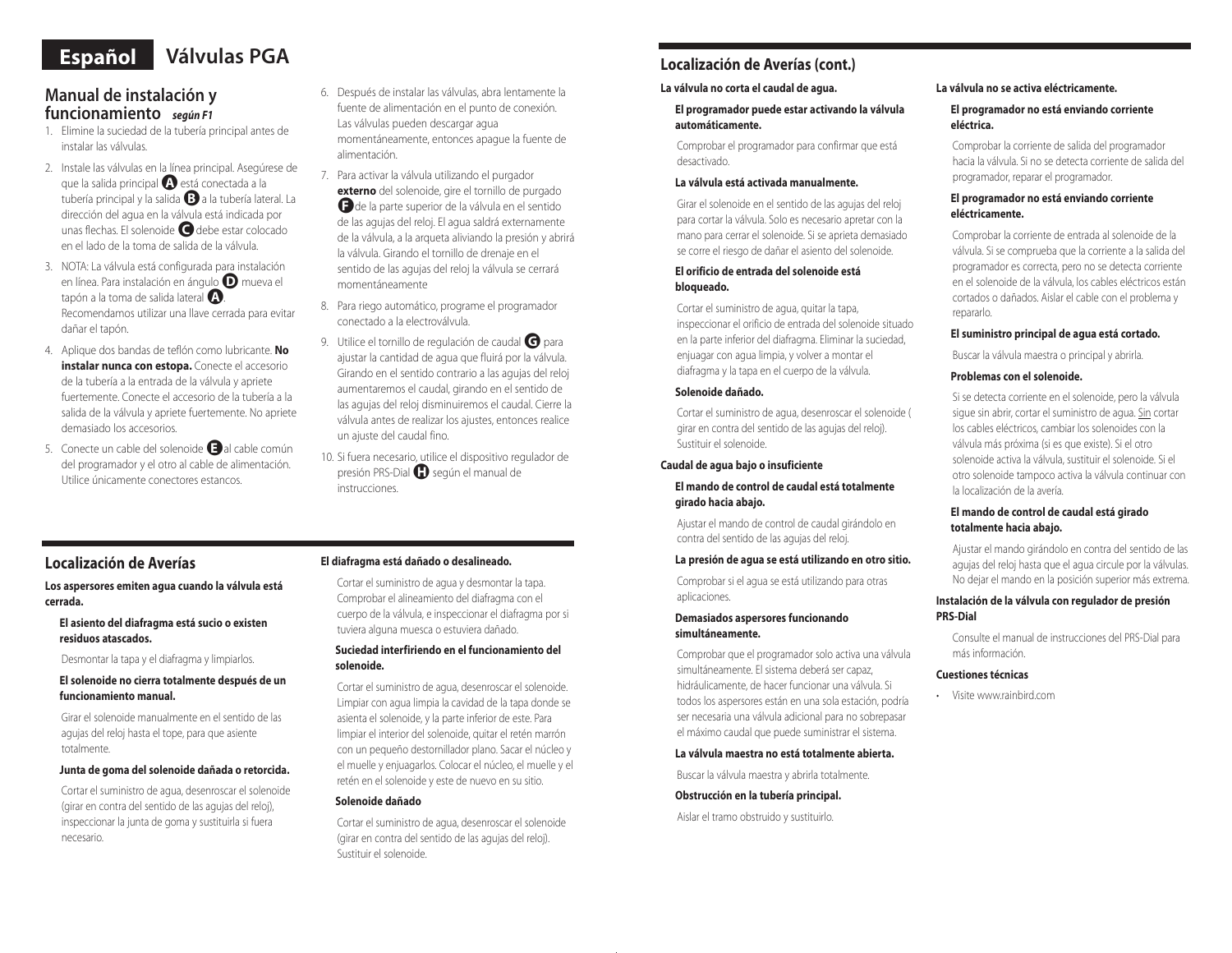# Español Válvulas PGA

## Manual de instalación y funcionamiento *según F1*

1. Elimine la suciedad de la tubería principal antes de instalar las válvulas.
2. Instale las válvulas en la línea principal. Asegúrese de que la salida principal **A** está conectada a la tubería principal y la salida **B** a la tubería lateral. La dirección del agua en la válvula está indicada por unas flechas. El solenoide **C** debe estar colocado en el lado de la toma de salida de la válvula.
3. NOTA: La válvula está configurada para instalación en línea. Para instalación en ángulo **D** mueva el tapón a la toma de salida lateral **A**. Recomendamos utilizar una llave cerrada para evitar dañar el tapón.
4. Aplique dos bandas de teflón como lubricante. **No instalar nunca con estopa.** Conecte el accesorio de la tubería a la entrada de la válvula y apriete fuertemente. Conecte el accesorio de la tubería a la salida de la válvula y apriete fuertemente. No apriete demasiado los accesorios.
5. Conecte un cable del solenoide **E** al cable común del programador y el otro al cable de alimentación. Utilice únicamente conectores estancos.
6. Después de instalar las válvulas, abra lentamente la fuente de alimentación en el punto de conexión. Las válvulas pueden descargar agua momentáneamente, entonces apague la fuente de alimentación.
7. Para activar la válvula utilizando el purgador **externo** del solenoide, gire el tornillo de purgado **F** de la parte superior de la válvula en el sentido de las agujas del reloj. El agua saldrá externamente de la válvula, a la arqueta aliviando la presión y abrirá la válvula. Girando el tornillo de drenaje en el sentido de las agujas del reloj la válvula se cerrará momentáneamente
8. Para riego automático, programe el programador conectado a la electroválvula.
9. Utilice el tornillo de regulación de caudal **G** para ajustar la cantidad de agua que fluirá por la válvula. Girando en el sentido contrario a las agujas del reloj aumentaremos el caudal, girando en el sentido de las agujas del reloj disminuiremos el caudal. Cierre la válvula antes de realizar los ajustes, entonces realice un ajuste del caudal fino.
10. Si fuera necesario, utilice el dispositivo regulador de presión PRS-Dial **H** según el manual de instrucciones.

## Localización de Averías

**Los aspersores emiten agua cuando la válvula está cerrada.**

**El asiento del diafragma está sucio o existen residuos atascados.**

Desmontar la tapa y el diafragma y limpiarlos.

**El solenoide no cierra totalmente después de un funcionamiento manual.**

Girar el solenoide manualmente en el sentido de las agujas del reloj hasta el tope, para que asiente totalmente.

**Junta de goma del solenoide dañada o retorcida.**

Cortar el suministro de agua, desenroscar el solenoide (girar en contra del sentido de las agujas del reloj), inspeccionar la junta de goma y sustituirla si fuera necesario.

**El diafragma está dañado o desalineado.**

Cortar el suministro de agua y desmontar la tapa. Comprobar el alineamiento del diafragma con el cuerpo de la válvula, e inspeccionar el diafragma por si tuviera alguna muesca o estuviera dañado.

**Suciedad interfiriendo en el funcionamiento del solenoide.**

Cortar el suministro de agua, desenroscar el solenoide. Limpiar con agua limpia la cavidad de la tapa donde se asienta el solenoide, y la parte inferior de este. Para limpiar el interior del solenoide, quitar el retén marrón con un pequeño destornillador plano. Sacar el núcleo y el muelle y enjuagarlos. Colocar el núcleo, el muelle y el retén en el solenoide y este de nuevo en su sitio.

**Solenoide dañado**

Cortar el suministro de agua, desenroscar el solenoide (girar en contra del sentido de las agujas del reloj). Sustituir el solenoide.

## Localización de Averías (cont.)

**La válvula no corta el caudal de agua.**

**El programador puede estar activando la válvula automáticamente.**

Comprobar el programador para confirmar que está desactivado.

**La válvula está activada manualmente.**

Girar el solenoide en el sentido de las agujas del reloj para cortar la válvula. Solo es necesario apretar con la mano para cerrar el solenoide. Si se aprieta demasiado se corre el riesgo de dañar el asiento del solenoide.

**El orificio de entrada del solenoide está bloqueado.**

Cortar el suministro de agua, quitar la tapa, inspeccionar el orificio de entrada del solenoide situado en la parte inferior del diafragma. Eliminar la suciedad, enjuagar con agua limpia, y volver a montar el diafragma y la tapa en el cuerpo de la válvula.

**Solenoide dañado.**

Cortar el suministro de agua, desenroscar el solenoide ( girar en contra del sentido de las agujas del reloj). Sustituir el solenoide.

**Caudal de agua bajo o insuficiente**

**El mando de control de caudal está totalmente girado hacia abajo.**

Ajustar el mando de control de caudal girándolo en contra del sentido de las agujas del reloj.

**La presión de agua se está utilizando en otro sitio.**

Comprobar si el agua se está utilizando para otras aplicaciones.

**Demasiados aspersores funcionando simultáneamente.**

Comprobar que el programador solo activa una válvula simultáneamente. El sistema deberá ser capaz, hidráulicamente, de hacer funcionar una válvula. Si todos los aspersores están en una sola estación, podría ser necesaria una válvula adicional para no sobrepasar el máximo caudal que puede suministrar el sistema.

**La válvula maestra no está totalmente abierta.**

Buscar la válvula maestra y abrirla totalmente.

**Obstrucción en la tubería principal.**

Aislar el tramo obstruido y sustituirlo.

**La válvula no se activa eléctricamente.**

**El programador no está enviando corriente eléctrica.**

Comprobar la corriente de salida del programador hacia la válvula. Si no se detecta corriente de salida del programador, reparar el programador.

**El programador no está enviando corriente eléctricamente.**

Comprobar la corriente de entrada al solenoide de la válvula. Si se comprueba que la corriente a la salida del programador es correcta, pero no se detecta corriente en el solenoide de la válvula, los cables eléctricos están cortados o dañados. Aislar el cable con el problema y repararlo.

**El suministro principal de agua está cortado.**

Buscar la válvula maestra o principal y abrirla.

**Problemas con el solenoide.**

Si se detecta corriente en el solenoide, pero la válvula sigue sin abrir, cortar el suministro de agua. Sin cortar los cables eléctricos, cambiar los solenoides con la válvula más próxima (si es que existe). Si el otro solenoide activa la válvula, sustituir el solenoide. Si el otro solenoide tampoco activa la válvula continuar con la localización de la avería.

**El mando de control de caudal está girado totalmente hacia abajo.**

Ajustar el mando girándolo en contra del sentido de las agujas del reloj hasta que el agua circule por la válvulas. No dejar el mando en la posición superior más extrema.

**Instalación de la válvula con regulador de presión PRS-Dial**

Consulte el manual de instrucciones del PRS-Dial para más información.

**Cuestiones técnicas**

- Visite www.rainbird.com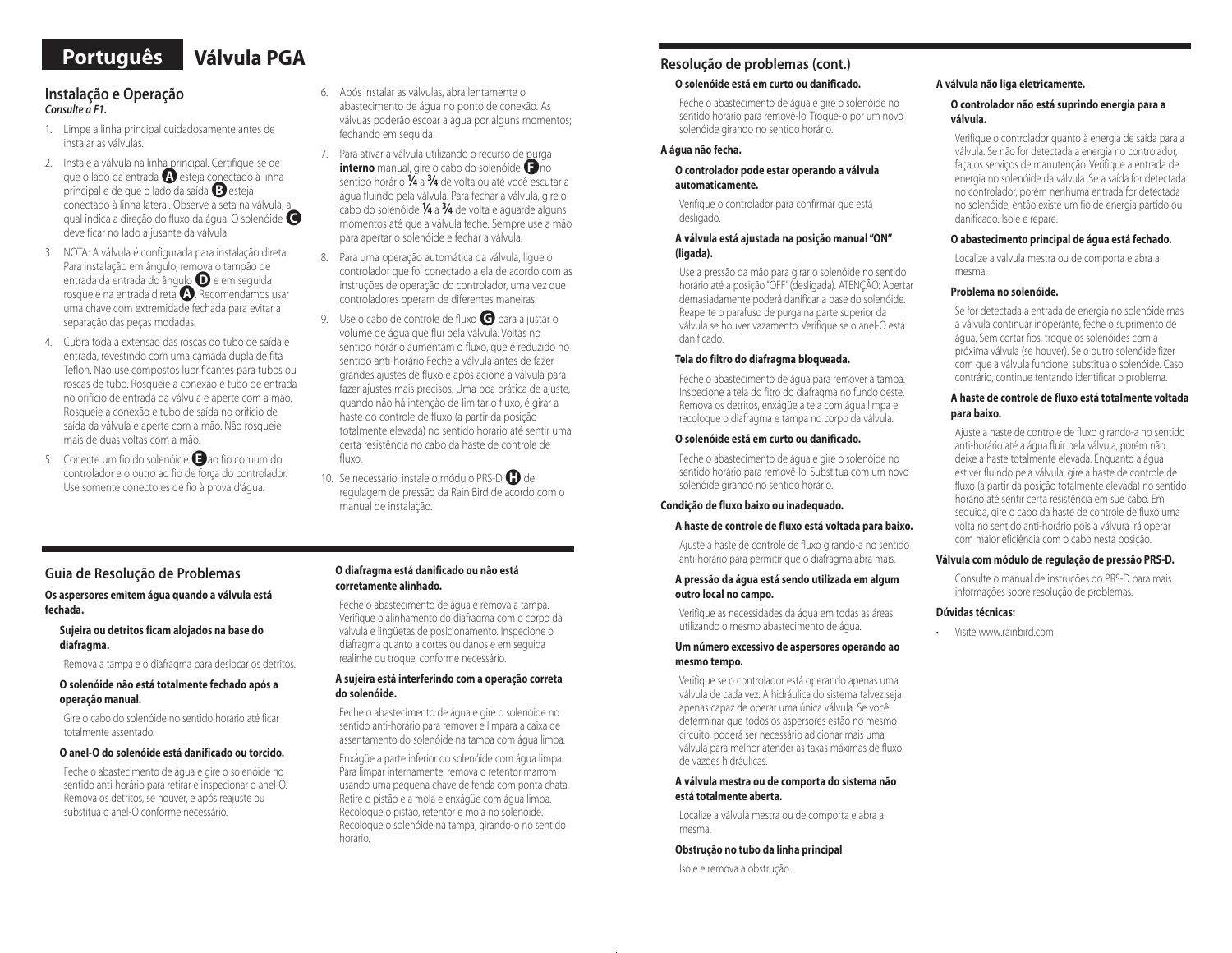# Português — Válvula PGA

## Instalação e Operação

*Consulte a F1.*

1. Limpe a linha principal cuidadosamente antes de instalar as válvulas.
2. Instale a válvula na linha principal. Certifique-se de que o lado da entrada **A** esteja conectado à linha principal e de que o lado da saída **B** esteja conectado à linha lateral. Observe a seta na válvula, a qual indica a direção do fluxo da água. O solenóide **C** deve ficar no lado à jusante da válvula
3. NOTA: A válvula é configurada para instalação direta. Para instalação em ângulo, remova o tampão de entrada da entrada do ângulo **D** e em seguida rosqueie na entrada direta **A**. Recomendamos usar uma chave com extremidade fechada para evitar a separação das peças modadas.
4. Cubra toda a extensão das roscas do tubo de saída e entrada, revestindo com uma camada dupla de fita Teflon. Não use compostos lubrificantes para tubos ou roscas de tubo. Rosqueie a conexão e tubo de entrada no orifício de entrada da válvula e aperte com a mão. Rosqueie a conexão e tubo de saída no orifício de saída da válvula e aperte com a mão. Não rosqueie mais de duas voltas com a mão.
5. Conecte um fio do solenóide **E** ao fio comum do controlador e o outro ao fio de força do controlador. Use somente conectores de fio à prova d'água.
6. Após instalar as válvulas, abra lentamente o abastecimento de água no ponto de conexão. As válvuas poderão escoar a água por alguns momentos; fechando em seguida.
7. Para ativar a válvula utilizando o recurso de purga **interno** manual, gire o cabo do solenóide **F** no sentido horário **¼** a **¾** de volta ou até você escutar a água fluindo pela válvula. Para fechar a válvula, gire o cabo do solenóide **¼** a **¾** de volta e aguarde alguns momentos até que a válvula feche. Sempre use a mão para apertar o solenóide e fechar a válvula.
8. Para uma operação automática da válvula, ligue o controlador que foi conectado a ela de acordo com as instruções de operação do controlador, uma vez que controladores operam de diferentes maneiras.
9. Use o cabo de controle de fluxo **G** para a justar o volume de água que flui pela válvula. Voltas no sentido horário aumentam o fluxo, que é reduzido no sentido anti-horário Feche a válvula antes de fazer grandes ajustes de fluxo e após acione a válvula para fazer ajustes mais precisos. Uma boa prática de ajuste, quando não há intenção de limitar o fluxo, é girar a haste do controle de fluxo (a partir da posição totalmente elevada) no sentido horário até sentir uma certa resistência no cabo da haste de controle de fluxo.
10. Se necessário, instale o módulo PRS-D **H** de regulagem de pressão da Rain Bird de acordo com o manual de instalação.

## Guia de Resolução de Problemas

**Os aspersores emitem água quando a válvula está fechada.**

**Sujeira ou detritos ficam alojados na base do diafragma.**

Remova a tampa e o diafragma para deslocar os detritos.

**O solenóide não está totalmente fechado após a operação manual.**

Gire o cabo do solenóide no sentido horário até ficar totalmente assentado.

**O anel-O do solenóide está danificado ou torcido.**

Feche o abastecimento de água e gire o solenóide no sentido anti-horário para retirar e inspecionar o anel-O. Remova os detritos, se houver, e após reajuste ou substitua o anel-O conforme necessário.

**O diafragma está danificado ou não está corretamente alinhado.**

Feche o abastecimento de água e remova a tampa. Verifique o alinhamento do diafragma com o corpo da válvula e lingüetas de posicionamento. Inspecione o diafragma quanto a cortes ou danos e em seguida realinhe ou troque, conforme necessário.

**A sujeira está interferindo com a operação correta do solenóide.**

Feche o abastecimento de água e gire o solenóide no sentido anti-horário para remover e limpara a caixa de assentamento do solenóide na tampa com água limpa.

Enxágüe a parte inferior do solenóide com água limpa. Para limpar internamente, remova o retentor marrom usando uma pequena chave de fenda com ponta chata. Retire o pistão e a mola e enxágüe com água limpa. Recoloque o pistão, retentor e mola no solenóide. Recoloque o solenóide na tampa, girando-o no sentido horário.

## Resolução de problemas (cont.)

**O solenóide está em curto ou danificado.**

Feche o abastecimento de água e gire o solenóide no sentido horário para removê-lo. Troque-o por um novo solenóide girando no sentido horário.

**A água não fecha.**

**O controlador pode estar operando a válvula automaticamente.**

Verifique o controlador para confirmar que está desligado.

**A válvula está ajustada na posição manual "ON" (ligada).**

Use a pressão da mão para girar o solenóide no sentido horário até a posição "OFF" (desligada). ATENÇÃO: Apertar demasiadamente poderá danificar a base do solenóide. Reaperte o parafuso de purga na parte superior da válvula se houver vazamento. Verifique se o anel-O está danificado.

**Tela do filtro do diafragma bloqueada.**

Feche o abastecimento de água para remover a tampa. Inspecione a tela do fitro do diafragma no fundo deste. Remova os detritos, enxágüe a tela com água limpa e recoloque o diafragma e tampa no corpo da válvula.

**O solenóide está em curto ou danificado.**

Feche o abastecimento de água e gire o solenóide no sentido horário para removê-lo. Substitua com um novo solenóide girando no sentido horário.

**Condição de fluxo baixo ou inadequado.**

**A haste de controle de fluxo está voltada para baixo.**

Ajuste a haste de controle de fluxo girando-a no sentido anti-horário para permitir que o diafragma abra mais.

**A pressão da água está sendo utilizada em algum outro local no campo.**

Verifique as necessidades da água em todas as áreas utilizando o mesmo abastecimento de água.

**Um número excessivo de aspersores operando ao mesmo tempo.**

Verifique se o controlador está operando apenas uma válvula de cada vez. A hidráulica do sistema talvez seja apenas capaz de operar uma única válvula. Se você determinar que todos os aspersores estão no mesmo circuito, poderá ser necessário adicionar mais uma válvula para melhor atender as taxas máximas de fluxo de vazões hidráulicas.

**A válvula mestra ou de comporta do sistema não está totalmente aberta.**

Localize a válvula mestra ou de comporta e abra a mesma.

**Obstrução no tubo da linha principal**

Isole e remova a obstrução.

**A válvula não liga eletricamente.**

**O controlador não está suprindo energia para a válvula.**

Verifique o controlador quanto à energia de saída para a válvula. Se não for detectada a energia no controlador, faça os serviços de manutenção. Verifique a entrada de energia no solenóide da válvula. Se a saída for detectada no controlador, porém nenhuma entrada for detectada no solenóide, então existe um fio de energia partido ou danificado. Isole e repare.

**O abastecimento principal de água está fechado.**

Localize a válvula mestra ou de comporta e abra a mesma.

**Problema no solenóide.**

Se for detectada a entrada de energia no solenóide mas a válvula continuar inoperante, feche o suprimento de água. Sem cortar fios, troque os solenóides com a próxima válvula (se houver). Se o outro solenóide fizer com que a válvula funcione, substitua o solenóide. Caso contrário, continue tentando identificar o problema.

**A haste de controle de fluxo está totalmente voltada para baixo.**

Ajuste a haste de controle de fluxo girando-a no sentido anti-horário até a água fluir pela válvula, porém não deixe a haste totalmente elevada. Enquanto a água estiver fluindo pela válvula, gire a haste de controle de fluxo (a partir da posição totalmente elevada) no sentido horário até sentir certa resistência em sue cabo. Em seguida, gire o cabo da haste de controle de fluxo uma volta no sentido anti-horário pois a válvura irá operar com maior eficiência com o cabo nesta posição.

**Válvula com módulo de regulação de pressão PRS-D.**

Consulte o manual de instruções do PRS-D para mais informações sobre resolução de problemas.

**Dúvidas técnicas:**

- Visite www.rainbird.com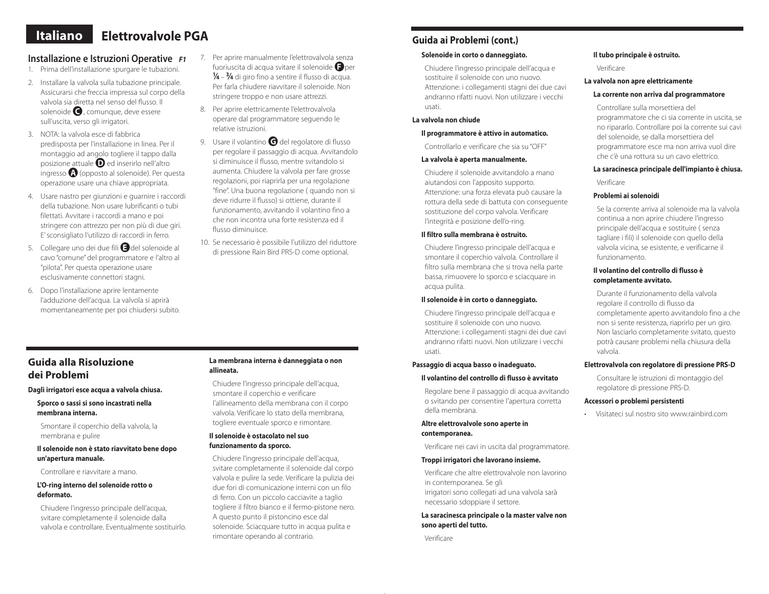# Italiano Elettrovalvole PGA

## Installazione e Istruzioni Operative *F1*

1. Prima dell'installazione spurgare le tubazioni.
2. Installare la valvola sulla tubazione principale. Assicurarsi che freccia impressa sul corpo della valvola sia diretta nel senso del flusso. Il solenoide **C**, comunque, deve essere sull'uscita, verso gli irrigatori.
3. NOTA: la valvola esce di fabbrica predisposta per l'installazione in linea. Per il montaggio ad angolo togliere il tappo dalla posizione attuale **D** ed inserirlo nell'altro ingresso **A** (opposto al solenoide). Per questa operazione usare una chiave appropriata.
4. Usare nastro per giunzioni e guarnire i raccordi della tubazione. Non usare lubrificanti o tubi filettati. Avvitare i raccordi a mano e poi stringere con attrezzo per non più di due giri. E' sconsigliato l'utilizzo di raccordi in ferro.
5. Collegare uno dei due fili **E** del solenoide al cavo "comune" del programmatore e l'altro al "pilota". Per questa operazione usare esclusivamente connettori stagni.
6. Dopo l'installazione aprire lentamente l'adduzione dell'acqua. La valvola si aprirà momentaneamente per poi chiudersi subito.
7. Per aprire manualmente l'elettrovalvola senza fuoriuscita di acqua svitare il solenoide **F** per **¼** – **¾** di giro fino a sentire il flusso di acqua. Per farla chiudere riavvitare il solenoide. Non stringere troppo e non usare attrezzi.
8. Per aprire elettricamente l'elettrovalvola operare dal programmatore seguendo le relative istruzioni.
9. Usare il volantino **G** del regolatore di flusso per regolare il passaggio di acqua. Avvitandolo si diminuisce il flusso, mentre svitandolo si aumenta. Chiudere la valvola per fare grosse regolazioni, poi riaprirla per una regolazione "fine". Una buona regolazione ( quando non si deve ridurre il flusso) si ottiene, durante il funzionamento, avvitando il volantino fino a che non incontra una forte resistenza ed il flusso diminuisce.
10. Se necessario è possibile l'utilizzo del riduttore di pressione Rain Bird PRS-D come optional.

## Guida alla Risoluzione dei Problemi

**Dagli irrigatori esce acqua a valvola chiusa.**

**Sporco o sassi si sono incastrati nella membrana interna.**

Smontare il coperchio della valvola, la membrana e pulire

**Il solenoide non è stato riavvitato bene dopo un'apertura manuale.**

Controllare e riavvitare a mano.

**L'O-ring interno del solenoide rotto o deformato.**

Chiudere l'ingresso principale dell'acqua, svitare completamente il solenoide dalla valvola e controllare. Eventualmente sostituirlo.

**La membrana interna è danneggiata o non allineata.**

Chiudere l'ingresso principale dell'acqua, smontare il coperchio e verificare l'allineamento della membrana con il corpo valvola. Verificare lo stato della membrana, togliere eventuale sporco e rimontare.

**Il solenoide è ostacolato nel suo funzionamento da sporco.**

Chiudere l'ingresso principale dell'acqua, svitare completamente il solenoide dal corpo valvola e pulire la sede. Verificare la pulizia dei due fori di comunicazione interni con un filo di ferro. Con un piccolo cacciavite a taglio togliere il filtro bianco e il fermo-pistone nero. A questo punto il pistoncino esce dal solenoide. Sciacquare tutto in acqua pulita e rimontare operando al contrario.

## Guida ai Problemi (cont.)

**Solenoide in corto o danneggiato.**

Chiudere l'ingresso principale dell'acqua e sostituire il solenoide con uno nuovo. Attenzione: i collegamenti stagni dei due cavi andranno rifatti nuovi. Non utilizzare i vecchi usati.

**La valvola non chiude**

**Il programmatore è attivo in automatico.**

Controllarlo e verificare che sia su "OFF"

**La valvola è aperta manualmente.**

Chiudere il solenoide avvitandolo a mano aiutandosi con l'apposito supporto. Attenzione: una forza elevata può causare la rottura della sede di battuta con conseguente sostituzione del corpo valvola. Verificare l'integrità e posizione dell'o-ring.

**Il filtro sulla membrana è ostruito.**

Chiudere l'ingresso principale dell'acqua e smontare il coperchio valvola. Controllare il filtro sulla membrana che si trova nella parte bassa, rimuovere lo sporco e sciacquare in acqua pulita.

**Il solenoide è in corto o danneggiato.**

Chiudere l'ingresso principale dell'acqua e sostituire il solenoide con uno nuovo. Attenzione: i collegamenti stagni dei due cavi andranno rifatti nuovi. Non utilizzare i vecchi usati.

**Passaggio di acqua basso o inadeguato.**

**Il volantino del controllo di flusso è avvitato**

Regolare bene il passaggio di acqua avvitando o svitando per consentire l'apertura corretta della membrana.

**Altre elettrovalvole sono aperte in contemporanea.**

Verificare nei cavi in uscita dal programmatore.

**Troppi irrigatori che lavorano insieme.**

Verificare che altre elettrovalvole non lavorino in contemporanea. Se gli irrigatori sono collegati ad una valvola sarà necessario sdoppiare il settore.

**La saracinesca principale o la master valve non sono aperti del tutto.**

Verificare

**Il tubo principale è ostruito.**

Verificare

**La valvola non apre elettricamente**

**La corrente non arriva dal programmatore**

Controllare sulla morsettiera del programmatore che ci sia corrente in uscita, se no ripararlo. Controllare poi la corrente sui cavi del solenoide, se dalla morsettiera del programmatore esce ma non arriva vuol dire che c'è una rottura su un cavo elettrico.

**La saracinesca principale dell'impianto è chiusa.**

Verificare

**Problemi ai solenoidi**

Se la corrente arriva al solenoide ma la valvola continua a non aprire chiudere l'ingresso principale dell'acqua e sostituire ( senza tagliare i fili) il solenoide con quello della valvola vicina, se esistente, e verificarne il funzionamento.

**Il volantino del controllo di flusso è completamente avvitato.**

Durante il funzionamento della valvola regolare il controllo di flusso da completamente aperto avvitandolo fino a che non si sente resistenza, riaprirlo per un giro. Non lasciarlo completamente svitato, questo potrà causare problemi nella chiusura della valvola.

**Elettrovalvola con regolatore di pressione PRS-D**

Consultare le istruzioni di montaggio del regolatore di pressione PRS-D.

**Accessori o problemi persistenti**

- Visitateci sul nostro sito www.rainbird.com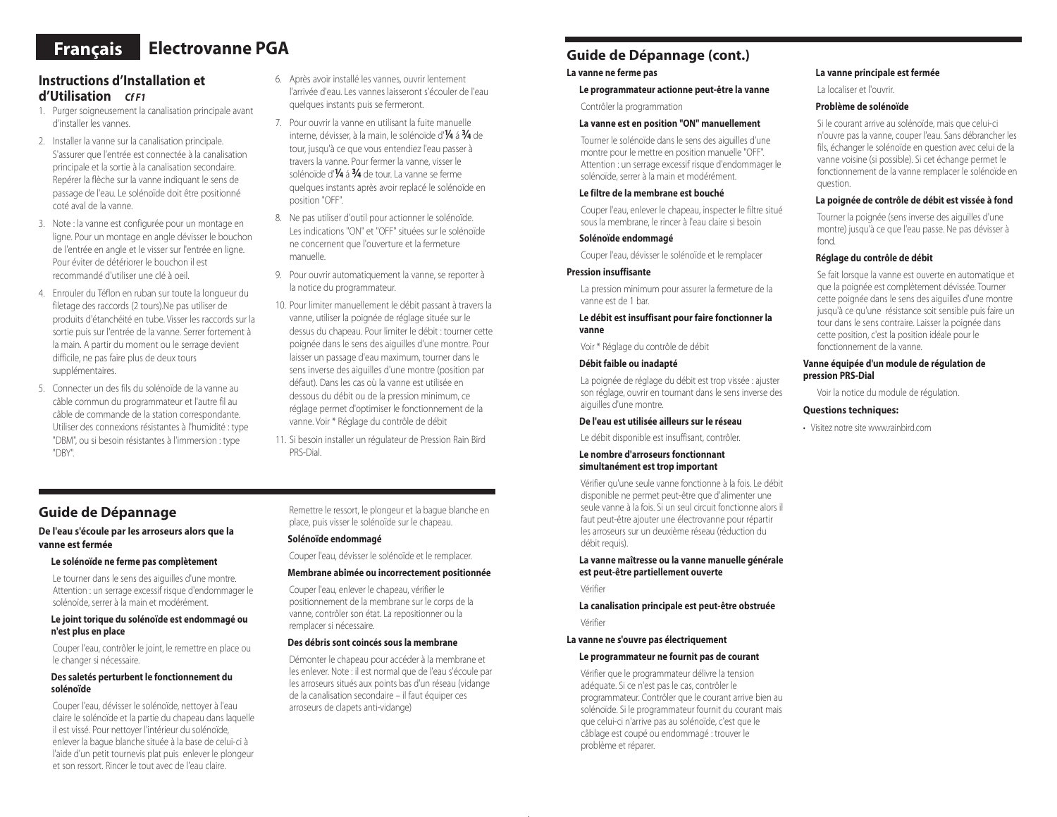# Français Electrovanne PGA

## Instructions d'Installation et d'Utilisation *Cf F1*

1. Purger soigneusement la canalisation principale avant d'installer les vannes.
2. Installer la vanne sur la canalisation principale. S'assurer que l'entrée est connectée à la canalisation principale et la sortie à la canalisation secondaire. Repérer la flèche sur la vanne indiquant le sens de passage de l'eau. Le solénoïde doit être positionné coté aval de la vanne.
3. Note : la vanne est configurée pour un montage en ligne. Pour un montage en angle dévisser le bouchon de l'entrée en angle et le visser sur l'entrée en ligne. Pour éviter de détériorer le bouchon il est recommandé d'utiliser une clé à oeil.
4. Enrouler du Téflon en ruban sur toute la longueur du filetage des raccords (2 tours).Ne pas utiliser de produits d'étanchéité en tube. Visser les raccords sur la sortie puis sur l'entrée de la vanne. Serrer fortement à la main. A partir du moment ou le serrage devient difficile, ne pas faire plus de deux tours supplémentaires.
5. Connecter un des fils du solénoïde de la vanne au câble commun du programmateur et l'autre fil au câble de commande de la station correspondante. Utiliser des connexions résistantes à l'humidité : type "DBM", ou si besoin résistantes à l'immersion : type "DBY".
6. Après avoir installé les vannes, ouvrir lentement l'arrivée d'eau. Les vannes laisseront s'écouler de l'eau quelques instants puis se fermeront.
7. Pour ouvrir la vanne en utilisant la fuite manuelle interne, dévisser, à la main, le solénoïde d'¼ à ¾ de tour, jusqu'à ce que vous entendiez l'eau passer à travers la vanne. Pour fermer la vanne, visser le solénoïde d'¼ à ¾ de tour. La vanne se ferme quelques instants après avoir replacé le solénoïde en position "OFF".
8. Ne pas utiliser d'outil pour actionner le solénoïde. Les indications "ON" et "OFF" situées sur le solénoïde ne concernent que l'ouverture et la fermeture manuelle.
9. Pour ouvrir automatiquement la vanne, se reporter à la notice du programmateur.
10. Pour limiter manuellement le débit passant à travers la vanne, utiliser la poignée de réglage située sur le dessus du chapeau. Pour limiter le débit : tourner cette poignée dans le sens des aiguilles d'une montre. Pour laisser un passage d'eau maximum, tourner dans le sens inverse des aiguilles d'une montre (position par défaut). Dans les cas où la vanne est utilisée en dessous du débit ou de la pression minimum, ce réglage permet d'optimiser le fonctionnement de la vanne. Voir * Réglage du contrôle de débit
11. Si besoin installer un régulateur de Pression Rain Bird PRS-Dial.

## Guide de Dépannage

**De l'eau s'écoule par les arroseurs alors que la vanne est fermée**

**Le solénoïde ne ferme pas complètement**

Le tourner dans le sens des aiguilles d'une montre. Attention : un serrage excessif risque d'endommager le solénoïde, serrer à la main et modérément.

**Le joint torique du solénoïde est endommagé ou n'est plus en place**

Couper l'eau, contrôler le joint, le remettre en place ou le changer si nécessaire.

**Des saletés perturbent le fonctionnement du solénoïde**

Couper l'eau, dévisser le solénoïde, nettoyer à l'eau claire le solénoïde et la partie du chapeau dans laquelle il est vissé. Pour nettoyer l'intérieur du solénoïde, enlever la bague blanche située à la base de celui-ci à l'aide d'un petit tournevis plat puis enlever le plongeur et son ressort. Rincer le tout avec de l'eau claire. Remettre le ressort, le plongeur et la bague blanche en place, puis visser le solénoïde sur le chapeau.

**Solénoïde endommagé**

Couper l'eau, dévisser le solénoïde et le remplacer.

**Membrane abîmée ou incorrectement positionnée**

Couper l'eau, enlever le chapeau, vérifier le positionnement de la membrane sur le corps de la vanne, contrôler son état. La repositionner ou la remplacer si nécessaire.

**Des débris sont coincés sous la membrane**

Démonter le chapeau pour accéder à la membrane et les enlever. Note : il est normal que de l'eau s'écoule par les arroseurs situés aux points bas d'un réseau (vidange de la canalisation secondaire – il faut équiper ces arroseurs de clapets anti-vidange)

## Guide de Dépannage (cont.)

**La vanne ne ferme pas**

**Le programmateur actionne peut-être la vanne**

Contrôler la programmation

**La vanne est en position "ON" manuellement**

Tourner le solénoïde dans le sens des aiguilles d'une montre pour le mettre en position manuelle "OFF". Attention : un serrage excessif risque d'endommager le solénoïde, serrer à la main et modérément.

**Le filtre de la membrane est bouché**

Couper l'eau, enlever le chapeau, inspecter le filtre situé sous la membrane, le rincer à l'eau claire si besoin

**Solénoïde endommagé**

Couper l'eau, dévisser le solénoïde et le remplacer

**Pression insuffisante**

La pression minimum pour assurer la fermeture de la vanne est de 1 bar.

**Le débit est insuffisant pour faire fonctionner la vanne**

Voir * Réglage du contrôle de débit

**Débit faible ou inadapté**

La poignée de réglage du débit est trop vissée : ajuster son réglage, ouvrir en tournant dans le sens inverse des aiguilles d'une montre.

**De l'eau est utilisée ailleurs sur le réseau**

Le débit disponible est insuffisant, contrôler.

**Le nombre d'arroseurs fonctionnant simultanément est trop important**

Vérifier qu'une seule vanne fonctionne à la fois. Le débit disponible ne permet peut-être que d'alimenter une seule vanne à la fois. Si un seul circuit fonctionne alors il faut peut-être ajouter une électrovanne pour répartir les arroseurs sur un deuxième réseau (réduction du débit requis).

**La vanne maîtresse ou la vanne manuelle générale est peut-être partiellement ouverte**

Vérifier

**La canalisation principale est peut-être obstruée**

Vérifier

**La vanne ne s'ouvre pas électriquement**

**Le programmateur ne fournit pas de courant**

Vérifier que le programmateur délivre la tension adéquate. Si ce n'est pas le cas, contrôler le programmateur. Contrôler que le courant arrive bien au solénoïde. Si le programmateur fournit du courant mais que celui-ci n'arrive pas au solénoïde, c'est que le câblage est coupé ou endommagé : trouver le problème et réparer.

**La vanne principale est fermée**

La localiser et l'ouvrir.

**Problème de solénoïde**

Si le courant arrive au solénoïde, mais que celui-ci n'ouvre pas la vanne, couper l'eau. Sans débrancher les fils, échanger le solénoïde en question avec celui de la vanne voisine (si possible). Si cet échange permet le fonctionnement de la vanne remplacer le solénoïde en question.

**La poignée de contrôle de débit est vissée à fond**

Tourner la poignée (sens inverse des aiguilles d'une montre) jusqu'à ce que l'eau passe. Ne pas dévisser à fond.

**Réglage du contrôle de débit**

Se fait lorsque la vanne est ouverte en automatique et que la poignée est complètement dévissée. Tourner cette poignée dans le sens des aiguilles d'une montre jusqu'à ce qu'une résistance soit sensible puis faire un tour dans le sens contraire. Laisser la poignée dans cette position, c'est la position idéale pour le fonctionnement de la vanne.

**Vanne équipée d'un module de régulation de pression PRS-Dial**

Voir la notice du module de régulation.

**Questions techniques:**

- Visitez notre site www.rainbird.com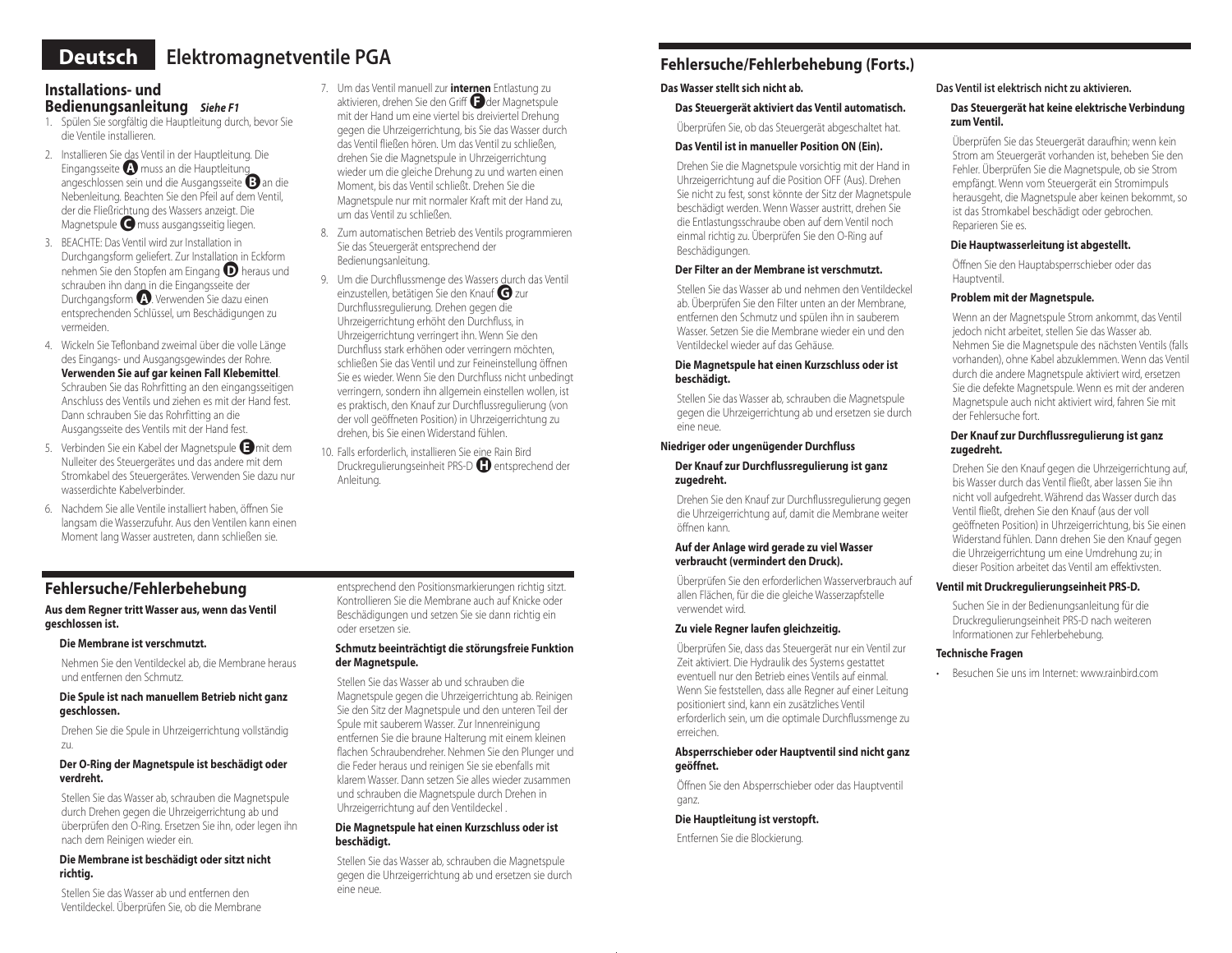# Deutsch Elektromagnetventile PGA

## Installations- und Bedienungsanleitung *Siehe F1*

1. Spülen Sie sorgfältig die Hauptleitung durch, bevor Sie die Ventile installieren.
2. Installieren Sie das Ventil in der Hauptleitung. Die Eingangsseite **A** muss an die Hauptleitung angeschlossen sein und die Ausgangsseite **B** an die Nebenleitung. Beachten Sie den Pfeil auf dem Ventil, der die Fließrichtung des Wassers anzeigt. Die Magnetspule **C** muss ausgangsseitig liegen.
3. BEACHTE: Das Ventil wird zur Installation in Durchgangsform geliefert. Zur Installation in Eckform nehmen Sie den Stopfen am Eingang **D** heraus und schrauben ihn dann in die Eingangsseite der Durchgangsform **A**. Verwenden Sie dazu einen entsprechenden Schlüssel, um Beschädigungen zu vermeiden.
4. Wickeln Sie Teflonband zweimal über die volle Länge des Eingangs- und Ausgangsgewindes der Rohre. **Verwenden Sie auf gar keinen Fall Klebemittel**. Schrauben Sie das Rohrfitting an den eingangsseitigen Anschluss des Ventils und ziehen es mit der Hand fest. Dann schrauben Sie das Rohrfitting an die Ausgangsseite des Ventils mit der Hand fest.
5. Verbinden Sie ein Kabel der Magnetspule **E** mit dem Nulleiter des Steuergerätes und das andere mit dem Stromkabel des Steuergerätes. Verwenden Sie dazu nur wasserdichte Kabelverbinder.
6. Nachdem Sie alle Ventile installiert haben, öffnen Sie langsam die Wasserzufuhr. Aus den Ventilen kann einen Moment lang Wasser austreten, dann schließen sie.
7. Um das Ventil manuell zur **internen** Entlastung zu aktivieren, drehen Sie den Griff **F** der Magnetspule mit der Hand um eine viertel bis dreiviertel Drehung gegen die Uhrzeigerrichtung, bis Sie das Wasser durch das Ventil fließen hören. Um das Ventil zu schließen, drehen Sie die Magnetspule in Uhrzeigerrichtung wieder um die gleiche Drehung zu und warten einen Moment, bis das Ventil schließt. Drehen Sie die Magnetspule nur mit normaler Kraft mit der Hand zu, um das Ventil zu schließen.
8. Zum automatischen Betrieb des Ventils programmieren Sie das Steuergerät entsprechend der Bedienungsanleitung.
9. Um die Durchflussmenge des Wassers durch das Ventil einzustellen, betätigen Sie den Knauf **G** zur Durchflussregulierung. Drehen gegen die Uhrzeigerrichtung erhöht den Durchfluss, in Uhrzeigerrichtung verringert ihn. Wenn Sie den Durchfluss stark erhöhen oder verringern möchten, schließen Sie das Ventil und zur Feineinstellung öffnen Sie es wieder. Wenn Sie den Durchfluss nicht unbedingt verringern, sondern ihn allgemein einstellen wollen, ist es praktisch, den Knauf zur Durchflussregulierung (von der voll geöffneten Position) in Uhrzeigerrichtung zu drehen, bis Sie einen Widerstand fühlen.
10. Falls erforderlich, installieren Sie eine Rain Bird Druckregulierungseinheit PRS-D **H** entsprechend der Anleitung.

## Fehlersuche/Fehlerbehebung

**Aus dem Regner tritt Wasser aus, wenn das Ventil geschlossen ist.**

**Die Membrane ist verschmutzt.**

Nehmen Sie den Ventildeckel ab, die Membrane heraus und entfernen den Schmutz.

**Die Spule ist nach manuellem Betrieb nicht ganz geschlossen.**

Drehen Sie die Spule in Uhrzeigerrichtung vollständig zu.

**Der O-Ring der Magnetspule ist beschädigt oder verdreht.**

Stellen Sie das Wasser ab, schrauben die Magnetspule durch Drehen gegen die Uhrzeigerrichtung ab und überprüfen den O-Ring. Ersetzen Sie ihn, oder legen ihn nach dem Reinigen wieder ein.

**Die Membrane ist beschädigt oder sitzt nicht richtig.**

Stellen Sie das Wasser ab und entfernen den Ventildeckel. Überprüfen Sie, ob die Membrane entsprechend den Positionsmarkierungen richtig sitzt. Kontrollieren Sie die Membrane auch auf Knicke oder Beschädigungen und setzen Sie sie dann richtig ein oder ersetzen sie.

**Schmutz beeinträchtigt die störungsfreie Funktion der Magnetspule.**

Stellen Sie das Wasser ab und schrauben die Magnetspule gegen die Uhrzeigerrichtung ab. Reinigen Sie den Sitz der Magnetspule und den unteren Teil der Spule mit sauberem Wasser. Zur Innenreinigung entfernen Sie die braune Halterung mit einem kleinen flachen Schraubendreher. Nehmen Sie den Plunger und die Feder heraus und reinigen Sie sie ebenfalls mit klarem Wasser. Dann setzen Sie alles wieder zusammen und schrauben die Magnetspule durch Drehen in Uhrzeigerrichtung auf den Ventildeckel .

**Die Magnetspule hat einen Kurzschluss oder ist beschädigt.**

Stellen Sie das Wasser ab, schrauben die Magnetspule gegen die Uhrzeigerrichtung ab und ersetzen sie durch eine neue.

## Fehlersuche/Fehlerbehebung (Forts.)

**Das Wasser stellt sich nicht ab.**

**Das Steuergerät aktiviert das Ventil automatisch.**

Überprüfen Sie, ob das Steuergerät abgeschaltet hat.

**Das Ventil ist in manueller Position ON (Ein).**

Drehen Sie die Magnetspule vorsichtig mit der Hand in Uhrzeigerrichtung auf die Position OFF (Aus). Drehen Sie nicht zu fest, sonst könnte der Sitz der Magnetspule beschädigt werden. Wenn Wasser austritt, drehen Sie die Entlastungsschraube oben auf dem Ventil noch einmal richtig zu. Überprüfen Sie den O-Ring auf Beschädigungen.

**Der Filter an der Membrane ist verschmutzt.**

Stellen Sie das Wasser ab und nehmen den Ventildeckel ab. Überprüfen Sie den Filter unten an der Membrane, entfernen den Schmutz und spülen ihn in sauberem Wasser. Setzen Sie die Membrane wieder ein und den Ventildeckel wieder auf das Gehäuse.

**Die Magnetspule hat einen Kurzschluss oder ist beschädigt.**

Stellen Sie das Wasser ab, schrauben die Magnetspule gegen die Uhrzeigerrichtung ab und ersetzen sie durch eine neue.

**Niedriger oder ungenügender Durchfluss**

**Der Knauf zur Durchflussregulierung ist ganz zugedreht.**

Drehen Sie den Knauf zur Durchflussregulierung gegen die Uhrzeigerrichtung auf, damit die Membrane weiter öffnen kann.

**Auf der Anlage wird gerade zu viel Wasser verbraucht (vermindert den Druck).**

Überprüfen Sie den erforderlichen Wasserverbrauch auf allen Flächen, für die die gleiche Wasserzapfstelle verwendet wird.

**Zu viele Regner laufen gleichzeitig.**

Überprüfen Sie, dass das Steuergerät nur ein Ventil zur Zeit aktiviert. Die Hydraulik des Systems gestattet eventuell nur den Betrieb eines Ventils auf einmal. Wenn Sie feststellen, dass alle Regner auf einer Leitung positioniert sind, kann ein zusätzliches Ventil erforderlich sein, um die optimale Durchflussmenge zu erreichen.

**Absperrschieber oder Hauptventil sind nicht ganz geöffnet.**

Öffnen Sie den Absperrschieber oder das Hauptventil ganz.

**Die Hauptleitung ist verstopft.**

Entfernen Sie die Blockierung.

**Das Ventil ist elektrisch nicht zu aktivieren.**

**Das Steuergerät hat keine elektrische Verbindung zum Ventil.**

Überprüfen Sie das Steuergerät daraufhin; wenn kein Strom am Steuergerät vorhanden ist, beheben Sie den Fehler. Überprüfen Sie die Magnetspule, ob sie Strom empfängt. Wenn vom Steuergerät ein Stromimpuls herausgeht, die Magnetspule aber keinen bekommt, so ist das Stromkabel beschädigt oder gebrochen. Reparieren Sie es.

**Die Hauptwasserleitung ist abgestellt.**

Öffnen Sie den Hauptabsperrschieber oder das Hauptventil.

**Problem mit der Magnetspule.**

Wenn an der Magnetspule Strom ankommt, das Ventil jedoch nicht arbeitet, stellen Sie das Wasser ab. Nehmen Sie die Magnetspule des nächsten Ventils (falls vorhanden), ohne Kabel abzuklemmen. Wenn das Ventil durch die andere Magnetspule aktiviert wird, ersetzen Sie die defekte Magnetspule. Wenn es mit der anderen Magnetspule auch nicht aktiviert wird, fahren Sie mit der Fehlersuche fort.

**Der Knauf zur Durchflussregulierung ist ganz zugedreht.**

Drehen Sie den Knauf gegen die Uhrzeigerrichtung auf, bis Wasser durch das Ventil fließt, aber lassen Sie ihn nicht voll aufgedreht. Während das Wasser durch das Ventil fließt, drehen Sie den Knauf (aus der voll geöffneten Position) in Uhrzeigerrichtung, bis Sie einen Widerstand fühlen. Dann drehen Sie den Knauf gegen die Uhrzeigerrichtung um eine Umdrehung zu; in dieser Position arbeitet das Ventil am effektivsten.

**Ventil mit Druckregulierungseinheit PRS-D.**

Suchen Sie in der Bedienungsanleitung für die Druckregulierungseinheit PRS-D nach weiteren Informationen zur Fehlerbehebung.

**Technische Fragen**

- Besuchen Sie uns im Internet: www.rainbird.com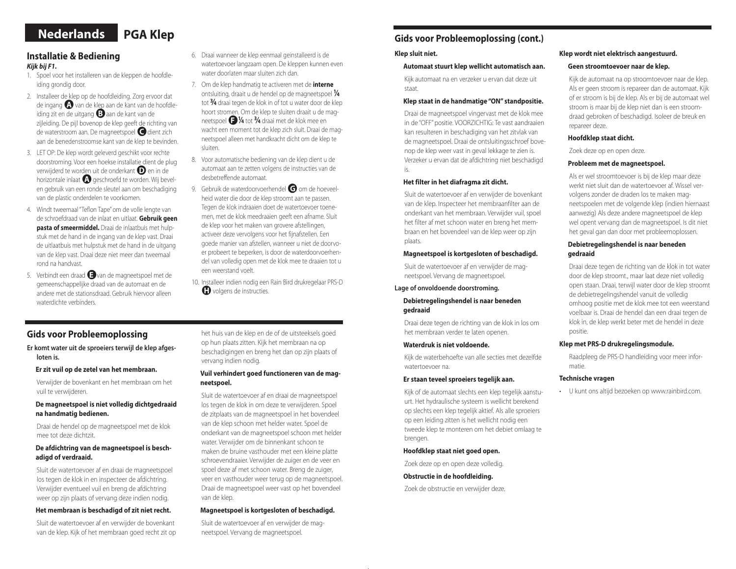# Nederlands PGA Klep

## Installatie & Bediening

***Kijk bij F1.***

1. Spoel voor het installeren van de kleppen de hoofdleiding grondig door.
2. Installeer de klep op de hoofdleiding. Zorg ervoor dat de ingang **A** van de klep aan de kant van de hoofdleiding zit en de uitgang **B** aan de kant van de zijleiding. De pijl bovenop de klep geeft de richting van de waterstroom aan. De magneetspoel **C** dient zich aan de benedenstroomse kant van de klep te bevinden.
3. LET OP: De klep wordt geleverd geschikt voor rechte doorstroming. Voor een hoekse installatie dient de plug verwijderd te worden uit de onderkant **D** en in de horizontale inlaat **A** geschroefd te worden. Wij bevelen gebruik van een ronde sleutel aan om beschadiging van de plastic onderdelen te voorkomen.
4. Windt tweemaal "Teflon Tape" om de volle lengte van de schroefdraad van de inlaat en uitlaat. **Gebruik geen pasta of smeermiddel.** Draai de inlaatbuis met hulpstuk met de hand in de ingang van de klep vast. Draai de uitlaatbuis met hulpstuk met de hand in de uitgang van de klep vast. Draai deze niet meer dan tweemaal rond na handvast.
5. Verbindt een draad **E** van de magneetspoel met de gemeenschappelijke draad van de automaat en de andere met de stationsdraad. Gebruik hiervoor alleen waterdichte verbinders.
6. Draai wanneer de klep eenmaal geinstalleerd is de watertoevoer langzaam open. De kleppen kunnen even water doorlaten maar sluiten zich dan.
7. Om de klep handmatig te activeren met de **interne** ontsluiting, draait u de hendel op de magneetspoel ¼ tot ¾ draai tegen de klok in of tot u water door de klep hoort stromen. Om de klep te sluiten draait u de magneetspoel **F** ¼ tot ¾ draai met de klok mee en wacht een moment tot de klep zich sluit. Draai de magneetspoel alleen met handkracht dicht om de klep te sluiten.
8. Voor automatische bediening van de klep dient u de automaat aan te zetten volgens de instructies van de desbetreffende automaat.
9. Gebruik de waterdoorvoerhendel **G** om de hoeveelheid water die door de klep stroomt aan te passen. Tegen de klok indraaien doet de watertoevoer toenemen, met de klok meedraaien geeft een afname. Sluit de klep voor het maken van grovere afstellingen, activeer deze vervolgens voor het fijnafstellen. Een goede manier van afstellen, wanneer u niet de doorvoer probeert te beperken, is door de waterdoorvoerhendel van volledig open met de klok mee te draaien tot u een weerstand voelt.
10. Installeer indien nodig een Rain Bird drukregelaar PRS-D **H** volgens de instructies.

## Gids voor Probleemoplossing

**Er komt water uit de sproeiers terwijl de klep afgesloten is.**

**Er zit vuil op de zetel van het membraan.**

Verwijder de bovenkant en het membraan om het vuil te verwijderen.

**De magneetspoel is niet volledig dichtgedraaid na handmatig bedienen.**

Draai de hendel op de magneetspoel met de klok mee tot deze dichtzit.

**De afdichtring van de magneetspoel is beschadigd of verdraaid.**

Sluit de watertoevoer af en draai de magneetspoel los tegen de klok in en inspecteer de afdichtring. Verwijder eventueel vuil en breng de afdichtring weer op zijn plaats of vervang deze indien nodig.

**Het membraan is beschadigd of zit niet recht.**

Sluit de watertoevoer af en verwijder de bovenkant van de klep. Kijk of het membraan goed recht zit op het huis van de klep en de of de uitsteeksels goed op hun plaats zitten. Kijk het membraan na op beschadigingen en breng het dan op zijn plaats of vervang indien nodig.

**Vuil verhindert goed functioneren van de magneetspoel.**

Sluit de watertoevoer af en draai de magneetspoel los tegen de klok in om deze te verwijderen. Spoel de zitplaats van de magneetspoel in het bovendeel van de klep schoon met helder water. Spoel de onderkant van de magneetspoel schoon met helder water. Verwijder om de binnenkant schoon te maken de bruine vasthouder met een kleine platte schroevendraaier. Verwijder de zuiger en de veer en spoel deze af met schoon water. Breng de zuiger, veer en vasthouder weer terug op de magneetspoel. Draai de magneetspoel weer vast op het bovendeel van de klep.

**Magneetspoel is kortgesloten of beschadigd.**

Sluit de watertoevoer af en verwijder de magneetspoel. Vervang de magneetspoel.

## Gids voor Probleemoplossing (cont.)

**Klep sluit niet.**

**Automaat stuurt klep wellicht automatisch aan.**

Kijk automaat na en verzeker u ervan dat deze uit staat.

**Klep staat in de handmatige "ON" standpositie.**

Draai de magneetspoel vingervast met de klok mee in de "OFF" positie. VOORZICHTIG: Te vast aandraaien kan resulteren in beschadiging van het zitvlak van de magneetspoel. Draai de ontsluitingsschroef bovenop de klep weer vast in geval lekkage te zien is. Verzeker u ervan dat de afdichtring niet beschadigd is.

**Het filter in het diafragma zit dicht.**

Sluit de watertoevoer af en verwijder de bovenkant van de klep. Inspecteer het membraanfilter aan de onderkant van het membraan. Verwijder vuil, spoel het filter af met schoon water en breng het membraan en het bovendeel van de klep weer op zijn plaats.

**Magneetspoel is kortgesloten of beschadigd.**

Sluit de watertoevoer af en verwijder de magneetspoel. Vervang de magneetspoel.

**Lage of onvoldoende doorstroming.**

**Debietregelingshendel is naar beneden gedraaid**

Draai deze tegen de richting van de klok in los om het membraan verder te laten openen.

**Waterdruk is niet voldoende.**

Kijk de waterbehoefte van alle secties met dezelfde watertoevoer na.

**Er staan teveel sproeiers tegelijk aan.**

Kijk of de automaat slechts een klep tegelijk aanstuurt. Het hydraulische systeem is wellicht berekend op slechts een klep tegelijk aktief. Als alle sproeiers op een leiding zitten is het wellicht nodig een tweede klep te monteren om het debiet omlaag te brengen.

**Hoofdklep staat niet goed open.**

Zoek deze op en open deze volledig.

**Obstructie in de hoofdleiding.**

Zoek de obstructie en verwijder deze.

**Klep wordt niet elektrisch aangestuurd.**

**Geen stroomtoevoer naar de klep.**

Kijk de automaat na op stroomtoevoer naar de klep. Als er geen stroom is repareer dan de automaat. Kijk of er stroom is bij de klep. Als er bij de automaat wel stroom is maar bij de klep niet dan is een stroomdraad gebroken of beschadigd. Isoleer de breuk en repareer deze.

**Hoofdklep staat dicht.**

Zoek deze op en open deze.

**Probleem met de magneetspoel.**

Als er wel stroomtoevoer is bij de klep maar deze werkt niet sluit dan de watertoevoer af. Wissel vervolgens zonder de draden los te maken magneetspoelen met de volgende klep (indien hiernaast aanwezig) Als deze andere magneetspoel de klep wel opent vervang dan de magneetspoel. Is dit niet het geval gan dan door met probleemoplossen.

**Debietregelingshendel is naar beneden gedraaid**

Draai deze tegen de richting van de klok in tot water door de klep stroomt., maar laat deze niet volledig open staan. Draai, terwijl water door de klep stroomt de debietregelingshendel vanuit de volledig omhoog positie met de klok mee tot een weerstand voelbaar is. Draai de hendel dan een draai tegen de klok in, de klep werkt beter met de hendel in deze positie.

**Klep met PRS-D drukregelingsmodule.**

Raadpleeg de PRS-D handleiding voor meer informatie.

**Technische vragen**

- U kunt ons altijd bezoeken op www.rainbird.com.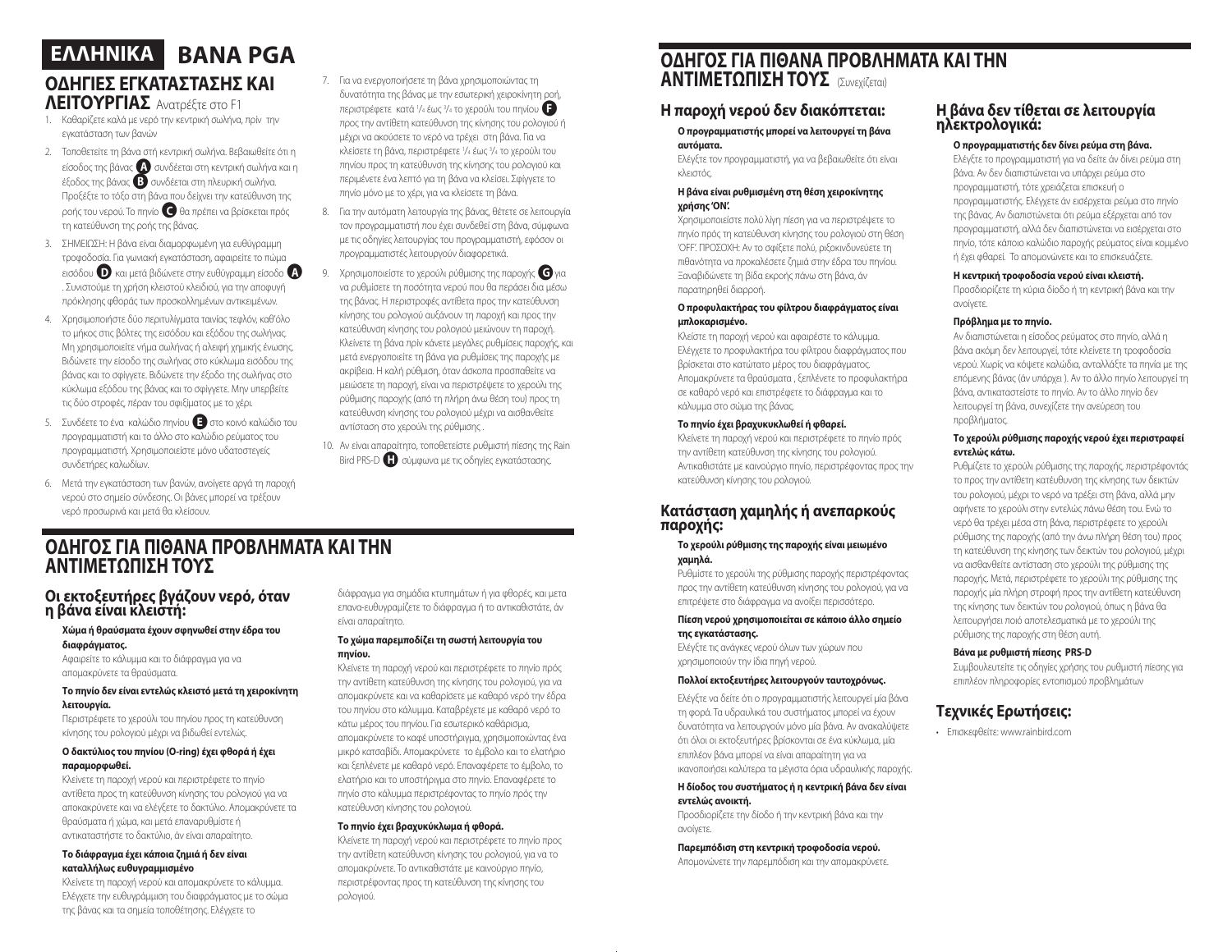# ΕΛΛΗΝΙΚΑ ΒΑΝΑ PGA

## ΟΔΗΓΙΕΣ ΕΓΚΑΤΑΣΤΑΣΗΣ ΚΑΙ ΛΕΙΤΟΥΡΓΙΑΣ Ανατρέξτε στο F1

1. Καθαρίζετε καλά με νερό την κεντρική σωλήνα, πριν την εγκατάσταση των βανών
2. Τοποθετείτε τη βάνα στή κεντρική σωλήνα. Βεβαιωθείτε ότι η είσοδος της βάνας **A** συνδέεται στη κεντρική σωλήνα και η έξοδος της βάνας **B** συνδέεται στη πλευρική σωλήνα. Προξέξτε το τόξο στη βάνα που δείχνει την κατεύθυνση της ροής του νερού. Το πηνίο **C** θα πρέπει να βρίσκεται πρός τη κατεύθυνση της ροής της βάνας.
3. ΣΗΜΕΙΩΣΗ: Η βάνα είναι διαμορφωμένη για ευθύγραμμη τροφοδοσία. Για γωνιακή εγκατάσταση, αφαιρείτε το πώμα εισόδου **D** και μετά βιδώνετε στην ευθύγραμμη είσοδο **A**. Συνιστούμε τη χρήση κλειστού κλειδιού, για την αποφυγή πρόκλησης φθοράς των προσκολλημένων αντικειμένων.
4. Χρησιμοποιήστε δύο περιτυλίγματα ταινίας τεφλόν, καθ'όλο το μήκος στις βόλτες της εισόδου και εξόδου της σωλήνας. Μη χρησιμοποιείτε νήμα σωλήνας ή αλοιφή χημικής ένωσης. Βιδώνετε την είσοδο της σωλήνας στο κύκλωμα εισόδου της βάνας και το σφίγγετε. Βιδώνετε την έξοδο της σωλήνας στο κύκλωμα εξόδου της βάνας και το σφίγγετε. Μην υπερβείτε τις δύο στροφές, πέραν του σφιξίματος με το χέρι.
5. Συνδέετε το ένα καλώδιο πηνίου **E** στο κοινό καλώδιο του προγραμματιστή και το άλλο στο καλώδιο ρεύματος του προγραμματιστή. Χρησιμοποιείστε μόνο υδατοστεγείς συνδετήρες καλωδίων.
6. Μετά την εγκατάσταση των βανών, ανοίγετε αργά τη παροχή νερού στο σημείο σύνδεσης. Οι βάνες μπορεί να τρέξουν νερό προσωρινά και μετά θα κλείσουν.
7. Για να ενεργοποιήσετε τη βάνα χρησιμοποιώντας τη δυνατότητα της βάνας με την εσωτερική χειροκίνητη ροή, περιστρέφετε κατά 1/4 έως 3/4 το χερούλι του πηνίου **F** προς την αντίθετη κατεύθυνση της κίνησης του ρολογιού ή μέχρι να ακούσετε το νερό να τρέχει στη βάνα. Για να κλείσετε τη βάνα, περιστρέφετε 1/4 έως 3/4 το χερούλι του πηνίου προς τη κατεύθυνση της κίνησης του ρολογιού και περιμένετε ένα λεπτό για τη βάνα να κλείσει. Σφίγγετε το πηνίο μόνο με το χέρι, για να κλείσετε τη βάνα.
8. Για την αυτόματη λειτουργία της βάνας, θέτετε σε λειτουργία τον προγραμματιστή που έχει συνδεθεί στη βάνα, σύμφωνα με τις οδηγίες λειτουργίας του προγραμματιστή, εφόσον οι προγραμματιστές λειτουργούν διαφορετικά.
9. Χρησιμοποιείστε το χερούλι ρύθμισης της παροχής **G** για να ρυθμίσετε τη ποσότητα νερού που θα περάσει δια μέσω της βάνας. Η περιστροφές αντίθετα προς την κατεύθυνση κίνησης του ρολογιού αυξάνουν τη παροχή και προς την κατεύθυνση κίνησης του ρολογιού μειώνουν τη παροχή. Κλείνετε τη βάνα πρίν κάνετε μεγάλες ρυθμίσεις παροχής, και μετά ενεργοποιείτε τη βάνα για ρυθμίσεις της παροχής με ακρίβεια. Η καλή ρύθμιση, όταν άσκοπα προσπαθείτε να μειώσετε τη παροχή, είναι να περιστρέψετε το χερούλι της ρύθμισης παροχής (από τη πλήρη άνω θέση του) προς την κατεύθυνση κίνησης του ρολογιού μέχρι να αισθανθείτε αντίσταση στο χερούλι της ρύθμισης.
10. Αν είναι απαραίτητο, τοποθετείστε ρυθμιστή πίεσης της Rain Bird PRS-D **H** σύμφωνα με τις οδηγίες εγκατάστασης.

## ΟΔΗΓΟΣ ΓΙΑ ΠΙΘΑΝΑ ΠΡΟΒΛΗΜΑΤΑ ΚΑΙ ΤΗΝ ΑΝΤΙΜΕΤΩΠΙΣΗ ΤΟΥΣ

### Οι εκτοξευτήρες βγάζουν νερό, όταν η βάνα είναι κλειστή:

**Χώμα ή θραύσματα έχουν σφηνωθεί στην έδρα του διαφράγματος.**
Αφαιρείτε το κάλυμμα και το διάφραγμα για να απομακρύνετε τα θραύσματα.

**Το πηνίο δεν είναι εντελώς κλειστό μετά τη χειροκίνητη λειτουργία.**
Περιστρέφετε το χερούλι του πηνίου προς τη κατεύθυνση κίνησης του ρολογιού μέχρι να βιδωθεί εντελώς.

**Ο δακτύλιος του πηνίου (O-ring) έχει φθορά ή έχει παραμορφωθεί.**
Κλείνετε τη παροχή νερού και περιστρέφετε το πηνίο αντίθετα προς τη κατεύθυνση κίνησης του ρολογιού για να αποκαρύνετε και να ελέγξετε το δακτύλιο. Απομακρύνετε τα θραύσματα ή χώμα, και μετά επαναρυθμίστε ή αντικαταστήστε το δακτύλιο, άν είναι απαραίτητο.

**Το διάφραγμα έχει κάποια ζημιά ή δεν είναι καταλλήλως ευθυγραμμισμένο**
Κλείνετε τη παροχή νερού και απομακρύνετε το κάλυμμα. Ελέγχετε την ευθυγράμμιση του διαφράγματος με το σώμα της βάνας και τα σημεία τοποθέτησης. Ελέγχετε το διάφραγμα για σημάδια κτυπημάτων ή για φθορές, και μετα επανα-ευθυγραμίζετε το διάφραγμα ή το αντικαθιστάτε, άν είναι απαραίτητο.

**Το χώμα παρεμποδίζει τη σωστή λειτουργία του πηνίου.**
Κλείνετε τη παροχή νερού και περιστρέφετε το πηνίο πρός την αντίθετη κατεύθυνση της κίνησης του ρολογιού, για να απομακρύνετε και να καθαρίσετε με καθαρό νερό την έδρα του πηνίου στο κάλυμμα. Καταβρέχετε με καθαρό νερό το κάτω μέρος του πηνίου. Για εσωτερικό καθάρισμα, απομακρύνετε το καφέ υποστήριγμα, χρησιμοποιώντας ένα μικρό κατσαβίδι. Απομακρύνετε το έμβολο και το ελατήριο και ξεπλένετε με καθαρό νερό. Επαναφέρετε το έμβολο, το ελατήριο και το υποστήριγμα στο πηνίο. Επαναφέρετε το πηνίο στο κάλυμμα περιστρέφοντας το πηνίο πρός την κατεύθυνση κίνησης του ρολογιού.

**Το πηνίο έχει βραχυκύκλωμα ή φθορά.**
Κλείνετε τη παροχή νερού και περιστρέφετε το πηνίο προς την αντίθετη κατεύθυνση κίνησης του ρολογιού, για να το απομακρύνετε. Το αντικαθιστάτε με καινούργιο πηνίο, περιστρέφοντας προς τη κατεύθυνση της κίνησης του ρολογιού.

## ΟΔΗΓΟΣ ΓΙΑ ΠΙΘΑΝΑ ΠΡΟΒΛΗΜΑΤΑ ΚΑΙ ΤΗΝ ΑΝΤΙΜΕΤΩΠΙΣΗ ΤΟΥΣ (Συνεχίζεται)

### Η παροχή νερού δεν διακόπτεται:

**Ο προγραμματιστής μπορεί να λειτουργεί τη βάνα αυτόματα.**
Ελέγξτε τον προγραμματιστή, για να βεβαιωθείτε ότι είναι κλειστός.

**Η βάνα είναι ρυθμισμένη στη θέση χειροκίνητης χρήσης 'ON'.**
Χρησιμοποιείστε πολύ λίγη πίεση για να περιστρέψετε το πηνίο πρός τη κατεύθυνση κίνησης του ρολογιού στη θέση 'OFF'. ΠΡΟΣΟΧΗ: Αν το σφίξετε πολύ, ριξοκινδυνεύετε τη πιθανότητα να προκαλέσετε ζημιά στην έδρα του πηνίου. Ξαναβιδώνετε τη βίδα εκροής πάνω στη βάνα, άν παρατηρηθεί διαρροή.

**Ο προφυλακτήρας του φίλτρου διαφράγματος είναι μπλοκαρισμένο.**
Κλείστε τη παροχή νερού και αφαιρέστε το κάλυμμα. Ελέγχετε το προφυλακτήρα του φίλτρου διαφράγματος που βρίσκεται στο κατώτατο μέρος του διαφράγματος. Απομακρύνετε τα θραύσματα , ξεπλένετε το προφυλακτήρα σε καθαρό νερό και επιστρέφετε το διάφραγμα και το κάλυμμα στο σώμα της βάνας.

**Το πηνίο έχει βραχυκυκλωθεί ή φθαρεί.**
Κλείνετε τη παροχή νερού και περιστρέφετε το πηνίο πρός την αντίθετη κατεύθυνση της κίνησης του ρολογιού. Αντικαθιστάτε με καινούργιο πηνίο, περιστρέφοντας προς την κατεύθυνση κίνησης του ρολογιού.

### Κατάσταση χαμηλής ή ανεπαρκούς παροχής:

**Το χερούλι ρύθμισης της παροχής είναι μειωμένο χαμηλά.**
Ρυθμίστε το χερούλι της ρύθμισης παροχής περιστρέφοντας προς την αντίθετη κατεύθυνση κίνησης του ρολογιού, για να επιτρέψετε στο διάφραγμα να ανοίξει περισσότερο.

**Πίεση νερού χρησιμοποιείται σε κάποιο άλλο σημείο της εγκατάστασης.**
Ελέγξτε τις ανάγκες νερού όλων των χώρων που χρησιμοποιούν την ίδια πηγή νερού.

**Πολλοί εκτοξευτήρες λειτουργούν ταυτοχρόνως.**
Ελέγχετε να δείτε ότι ο προγραμματιστής λειτουργεί μία βάνα τη φορά. Τα υδραυλικά του συστήματος μπορεί να έχουν δυνατότητα να λειτουργούν μόνο μία βάνα. Αν ανακαλύψετε ότι όλοι οι εκτοξευτήρες βρίσκονται σε ένα κύκλωμα, μία επιπλέον βάνα μπορεί να είναι απαραίτητη για να ικανοποιήσει καλύτερα τα μέγιστα όρια υδραυλικής παροχής.

**Η δίοδος του συστήματος ή η κεντρική βάνα δεν είναι εντελώς ανοικτή.**
Προσδιορίζετε την δίοδο ή την κεντρική βάνα και την ανοίγετε.

**Παρεμπόδιση στη κεντρική τροφοδοσία νερού.**
Απομονώνετε την παρεμπόδιση και την απομακρύνετε.

### Η βάνα δεν τίθεται σε λειτουργία ηλεκτρολογικά:

**Ο προγραμματιστής δεν δίνει ρεύμα στη βάνα.**
Ελέγξτε το προγραμματιστή για να δείτε άν δίνει ρεύμα στη βάνα. Αν δεν διαπιστώνεται να υπάρχει ρεύμα στο προγραμματιστή, τότε χρειάζεται επισκευή ο προγραμματιστής. Ελέγχετε άν εισέρχεται ρεύμα στο πηνίο της βάνας. Αν διαπιστώνεται ότι ρεύμα εξέρχεται από τον προγραμματιστή, αλλά δεν διαπιστώνεται να εισέρχεται στο πηνίο, τότε κάποιο καλώδιο παροχής ρεύματος είναι κομμένο ή έχει φθαρεί. Το απομονώνετε και το επισκευάζετε.

**Η κεντρική τροφοδοσία νερού είναι κλειστή.**
Προσδιορίζετε τη κύρια δίοδο ή τη κεντρική βάνα και την ανοίγετε.

**Πρόβλημα με το πηνίο.**
Αν διαπιστώνεται η είσοδος ρεύματος στο πηνίο, αλλά η βάνα ακόμη δεν λειτουργεί, τότε κλείνετε τη τροφοδοσία νερού. Χωρίς να κόψετε καλώδια, ανταλλάξτε τα πηνία με της επόμενης βάνας (άν υπάρχει ). Αν το άλλο πηνίο λειτουργεί τη βάνα, αντικαταστείστε το πηνίο. Αν το άλλο πηνίο δεν λειτουργεί τη βάνα, συνεχίζετε την ανεύρεση του προβλήματος.

**Το χερούλι ρύθμισης παροχής νερού έχει περιστραφεί εντελώς κάτω.**
Ρυθμίζετε το χερούλι ρύθμισης της παροχής, περιστρέφοντάς το προς την αντίθετη κατεύθυνση της κίνησης των δεικτών του ρολογιού, μέχρι το νερό να τρέξει στη βάνα, αλλά μην αφήνετε το χερούλι στην εντελώς πάνω θέση του. Ενώ το νερό θα τρέχει μέσα στη βάνα, περιστρέφετε το χερούλι ρύθμισης της παροχής (από την άνω πλήρη θέση του) προς τη κατεύθυνση της κίνησης των δεικτών του ρολογιού, μέχρι να αισθανθείτε αντίσταση στο χερούλι της ρύθμισης της παροχής. Μετά, περιστρέφετε το χερούλι της ρύθμισης της παροχής μία πλήρη στροφή προς την αντίθετη κατεύθυνση της κίνησης των δεικτών του ρολογιού, όπως η βάνα θα λειτουργήσει πιό αποτελεσματικά με το χερούλι της ρύθμισης της παροχής στη θέση αυτή.

**Βάνα με ρυθμιστή πίεσης PRS-D**
Συμβουλευτείτε τις οδηγίες χρήσης του ρυθμιστή πίεσης για επιπλέον πληροφορίες εντοπισμού προβλημάτων

### Τεχνικές Ερωτήσεις:

- Επισκεφθείτε: www.rainbird.com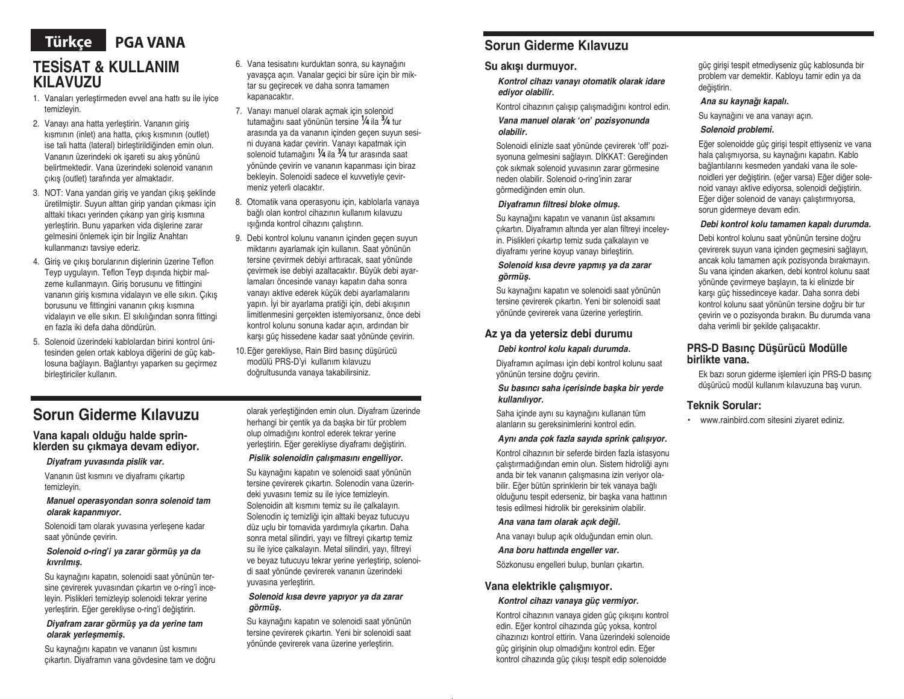**Türkçe** **PGA VANA**

# TESİSAT & KULLANIM KILAVUZU

1. Vanaları yerleştirmeden evvel ana hattı su ile iyice temizleyin.
2. Vanayı ana hatta yerleştirin. Vananın giriş kısmının (inlet) ana hatta, çıkış kısmının (outlet) ise tali hatta (lateral) birleştirildiğinden emin olun. Vananın üzerindeki ok işareti su akış yönünü belirtmektedir. Vana üzerindeki solenoid vananın çıkış (outlet) tarafında yer almaktadır.
3. NOT: Vana yandan giriş ve yandan çıkış şeklinde üretilmiştir. Suyun alttan girip yandan çıkması için alttaki tıkacı yerinden çıkarıp yan giriş kısmına yerleştirin. Bunu yaparken vida dişlerine zarar gelmesini önlemek için bir İngiliz Anahtarı kullanmanızı tavsiye ederiz.
4. Giriş ve çıkış borularının dişlerinin üzerine Teflon Teyp uygulayın. Teflon Teyp dışında hiçbir malzeme kullanmayın. Giriş borusunu ve fittingini vananın giriş kısmına vidalayın ve elle sıkın. Çıkış borusunu ve fittingini vananın çıkış kısmına vidalayın ve elle sıkın. El sıkılığından sonra fittingi en fazla iki defa daha döndürün.
5. Solenoid üzerindeki kablolardan birini kontrol ünitesinden gelen ortak kabloya diğerini de güç kablosuna bağlayın. Bağlantıyı yaparken su geçirmez birleştiriciler kullanın.
6. Vana tesisatını kurduktan sonra, su kaynağını yavaşça açın. Vanalar geçici bir süre için bir miktar su geçirecek ve daha sonra tamamen kapanacaktır.
7. Vanayı manuel olarak açmak için solenoid tutamağını saat yönünün tersine ¼ ila ¾ tur arasında ya da vananın içinden geçen suyun sesini duyana kadar çevirin. Vanayı kapatmak için solenoid tutamağını ¼ ila ¾ tur arasında saat yönünde çevirin ve vananın kapanması için biraz bekleyin. Solenoidi sadece el kuvvetiyle çevirmeniz yeterli olacaktır.
8. Otomatik vana operasyonu için, kablolarla vanaya bağlı olan kontrol cihazının kullanım kılavuzu ışığında kontrol cihazını çalıştırın.
9. Debi kontrol kolunu vananın içinden geçen suyun miktarını ayarlamak için kullanın. Saat yönünün tersine çevirmek debiyi arttıracak, saat yönünde çevirmek ise debiyi azaltacaktır. Büyük debi ayarlamaları öncesinde vanayı kapatın daha sonra vanayı aktive ederek küçük debi ayarlamalarını yapın. İyi bir ayarlama pratiği için, debi akışının limitlenmesini gerçekten istemiyorsanız, önce debi kontrol kolunu sonuna kadar açın, ardından bir karşı güç hissedene kadar saat yönünde çevirin.
10. Eğer gerekliyse, Rain Bird basınç düşürücü modülü PRS-D'yi kullanım kılavuzu doğrultusunda vanaya takabilirsiniz.

# Sorun Giderme Kılavuzu

## Vana kapalı olduğu halde sprinklerden su çıkmaya devam ediyor.

***Diyafram yuvasında pislik var.***

Vananın üst kısmını ve diyaframı çıkartıp temizleyin.

***Manuel operasyondan sonra solenoid tam olarak kapanmıyor.***

Solenoidi tam olarak yuvasına yerleşene kadar saat yönünde çevirin.

***Solenoid o-ring'i ya zarar görmüş ya da kıvrılmış.***

Su kaynağını kapatın, solenoidi saat yönünün tersine çevirerek yuvasından çıkartın ve o-ring'i inceleyin. Pislikleri temizleyip solenoidi tekrar yerine yerleştirin. Eğer gerekliyse o-ring'i değiştirin.

***Diyafram zarar görmüş ya da yerine tam olarak yerleşmemiş.***

Su kaynağını kapatın ve vananın üst kısmını çıkartın. Diyaframın vana gövdesine tam ve doğru olarak yerleştiğinden emin olun. Diyafram üzerinde herhangi bir çentik ya da başka bir tür problem olup olmadığını kontrol ederek tekrar yerine yerleştirin. Eğer gerekliyse diyaframı değiştirin.

***Pislik solenoidin çalışmasını engelliyor.***

Su kaynağını kapatın ve solenoidi saat yönünün tersine çevirerek çıkartın. Solenodin vana üzerindeki yuvasını temiz su ile iyice temizleyin. Solenoidin alt kısmını temiz su ile çalkalayın. Solenodin iç temizliği için alttaki beyaz tutucuyu düz uçlu bir tornavida yardımıyla çıkartın. Daha sonra metal silindiri, yayı ve filtreyi çıkartıp temiz su ile iyice çalkalayın. Metal silindiri, yayı, filtreyi ve beyaz tutucuyu tekrar yerine yerleştirip, solenoidi saat yönünde çevirerek vananın üzerindeki yuvasına yerleştirin.

***Solenoid kısa devre yapıyor ya da zarar görmüş.***

Su kaynağını kapatın ve solenoidi saat yönünün tersine çevirerek çıkartın. Yeni bir solenoidi saat yönünde çevirerek vana üzerine yerleştirin.

# Sorun Giderme Kılavuzu

## Su akışı durmuyor.

***Kontrol cihazı vanayı otomatik olarak idare ediyor olabilir.***

Kontrol cihazının çalışıp çalışmadığını kontrol edin.

***Vana manuel olarak 'on' pozisyonunda olabilir.***

Solenoidi elinizle saat yönünde çevirerek 'off' pozisyonuna gelmesini sağlayın. DİKKAT: Gereğinden çok sıkmak solenoid yuvasının zarar görmesine neden olabilir. Solenoid o-ring'inin zarar görmediğinden emin olun.

***Diyaframın filtresi bloke olmuş.***

Su kaynağını kapatın ve vananın üst aksamını çıkartın. Diyaframın altında yer alan filtreyi inceleyin. Pislikleri çıkartıp temiz suda çalkalayın ve diyaframı yerine koyup vanayı birleştirin.

***Solenoid kısa devre yapmış ya da zarar görmüş.***

Su kaynağını kapatın ve solenoidi saat yönünün tersine çevirerek çıkartın. Yeni bir solenoidi saat yönünde çevirerek vana üzerine yerleştirin.

## Az ya da yetersiz debi durumu

***Debi kontrol kolu kapalı durumda.***

Diyaframın açılması için debi kontrol kolunu saat yönünün tersine doğru çevirin.

***Su basıncı saha içerisinde başka bir yerde kullanılıyor.***

Saha içinde aynı su kaynağını kullanan tüm alanların su gereksinimlerini kontrol edin.

***Aynı anda çok fazla sayıda sprink çalışıyor.***

Kontrol cihazının bir seferde birden fazla istasyonu çalıştırmadığından emin olun. Sistem hidroliği aynı anda bir tek vananın çalışmasına izin veriyor olabilir. Eğer bütün sprinklerin bir tek vanaya bağlı olduğunu tespit ederseniz, bir başka vana hattının tesis edilmesi hidrolik bir gereksinim olabilir.

***Ana vana tam olarak açık değil.***

Ana vanayı bulup açık olduğundan emin olun.

***Ana boru hattında engeller var.***

Sözkonusu engelleri bulup, bunları çıkartın.

## Vana elektrikle çalışmıyor.

***Kontrol cihazı vanaya güç vermiyor.***

Kontrol cihazının vanaya giden güç çıkışını kontrol edin. Eğer kontrol cihazında güç yoksa, kontrol cihazınızı kontrol ettirin. Vana üzerindeki solenoide güç girişinin olup olmadığını kontrol edin. Eğer kontrol cihazında güç çıkışı tespit edip solenoidde güç girişi tespit etmediyseniz güç kablosunda bir problem var demektir. Kabloyu tamir edin ya da değiştirin.

***Ana su kaynağı kapalı.***

Su kaynağını ve ana vanayı açın.

***Solenoid problemi.***

Eğer solenoidde güç girişi tespit ettiyseniz ve vana hala çalışmıyorsa, su kaynağını kapatın. Kablo bağlantılarını kesmeden yandaki vana ile solenoidleri yer değiştirin. (eğer varsa) Eğer diğer solenoid vanayı aktive ediyorsa, solenoidi değiştirin. Eğer diğer solenoid de vanayı çalıştırmıyorsa, sorun gidermeye devam edin.

***Debi kontrol kolu tamamen kapalı durumda.***

Debi kontrol kolunu saat yönünün tersine doğru çevirerek suyun vana içinden geçmesini sağlayın, ancak kolu tamamen açık pozisyonda bırakmayın. Su vana içinden akarken, debi kontrol kolunu saat yönünde çevirmeye başlayın, ta ki elinizde bir karşı güç hissedinceye kadar. Daha sonra debi kontrol kolunu saat yönünün tersine doğru bir tur çevirin ve o pozisyonda bırakın. Bu durumda vana daha verimli bir şekilde çalışacaktır.

## PRS-D Basınç Düşürücü Modülle birlikte vana.

Ek bazı sorun giderme işlemleri için PRS-D basınç düşürücü modül kullanım kılavuzuna baş vurun.

## Teknik Sorular:

- www.rainbird.com sitesini ziyaret ediniz.